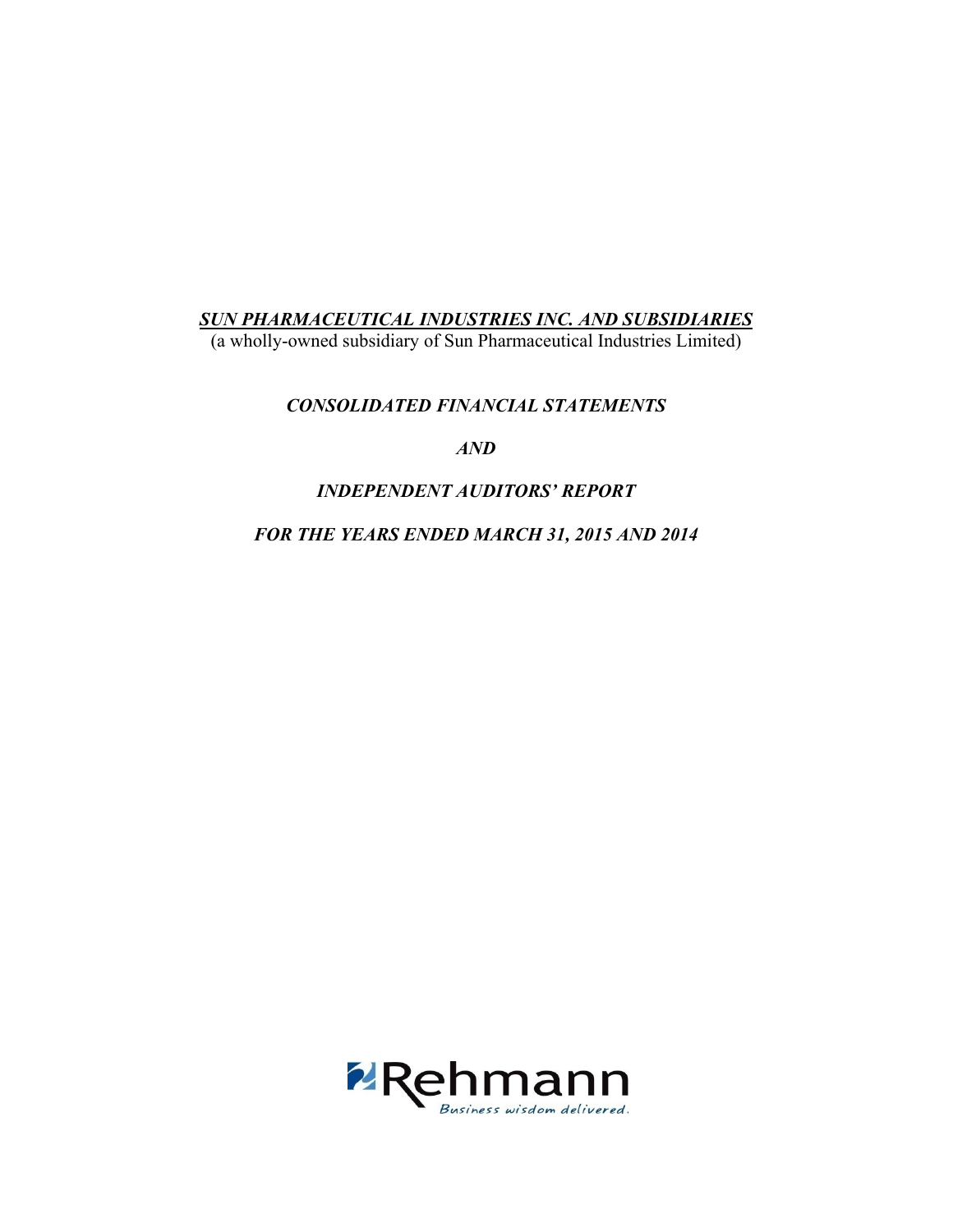***SUN PHARMACEUTICAL INDUSTRIES INC. AND SUBSIDIARIES***

(a wholly-owned subsidiary of Sun Pharmaceutical Industries Limited)

***CONSOLIDATED FINANCIAL STATEMENTS***

***AND***

***INDEPENDENT AUDITORS' REPORT***

***FOR THE YEARS ENDED MARCH 31, 2015 AND 2014***

Rehmann

*Business wisdom delivered.*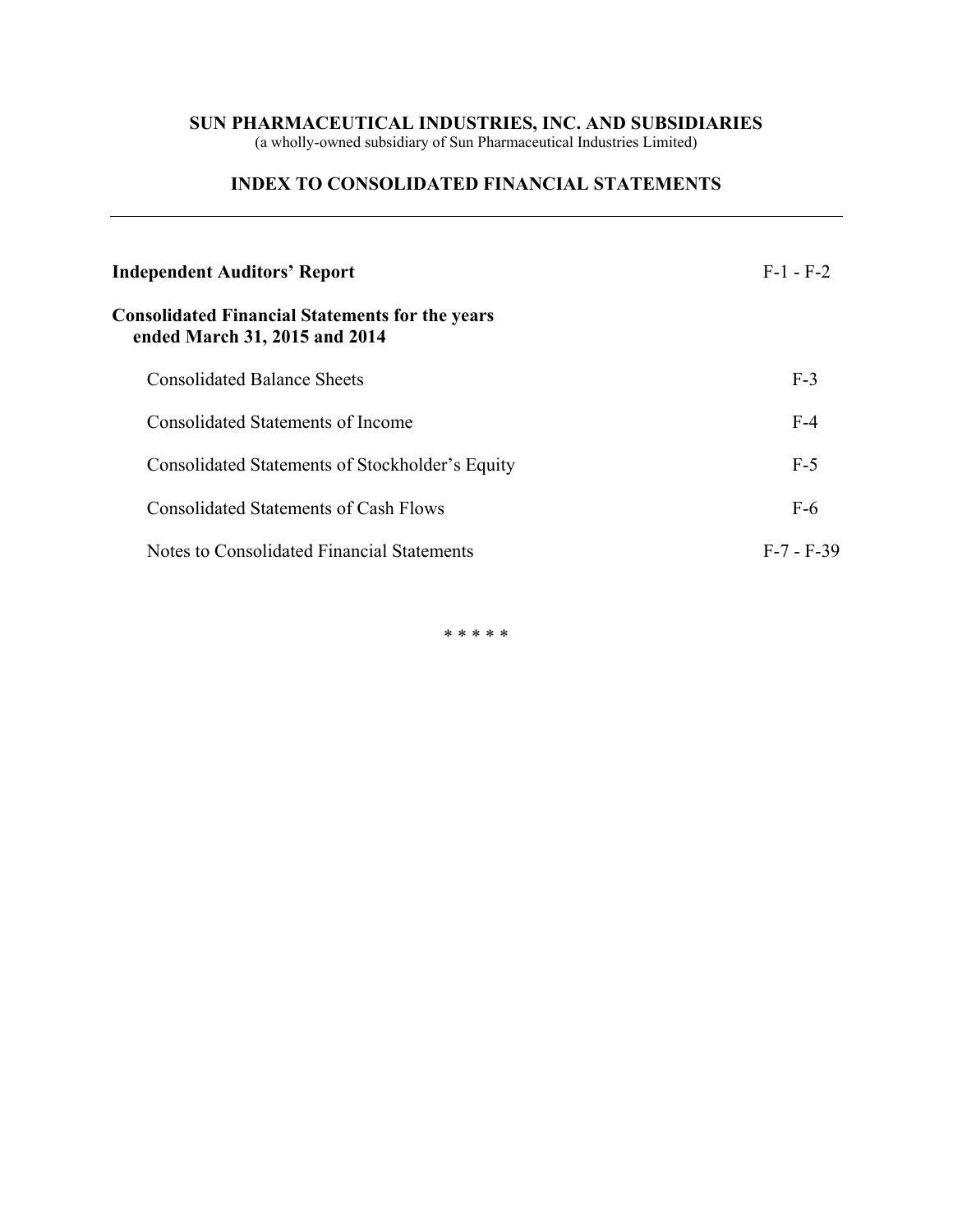# SUN PHARMACEUTICAL INDUSTRIES, INC. AND SUBSIDIARIES

(a wholly-owned subsidiary of Sun Pharmaceutical Industries Limited)

## INDEX TO CONSOLIDATED FINANCIAL STATEMENTS

| | |
|---|---|
| **Independent Auditors' Report** | F-1 - F-2 |
| **Consolidated Financial Statements for the years ended March 31, 2015 and 2014** | |
| Consolidated Balance Sheets | F-3 |
| Consolidated Statements of Income | F-4 |
| Consolidated Statements of Stockholder's Equity | F-5 |
| Consolidated Statements of Cash Flows | F-6 |
| Notes to Consolidated Financial Statements | F-7 - F-39 |

* * * * *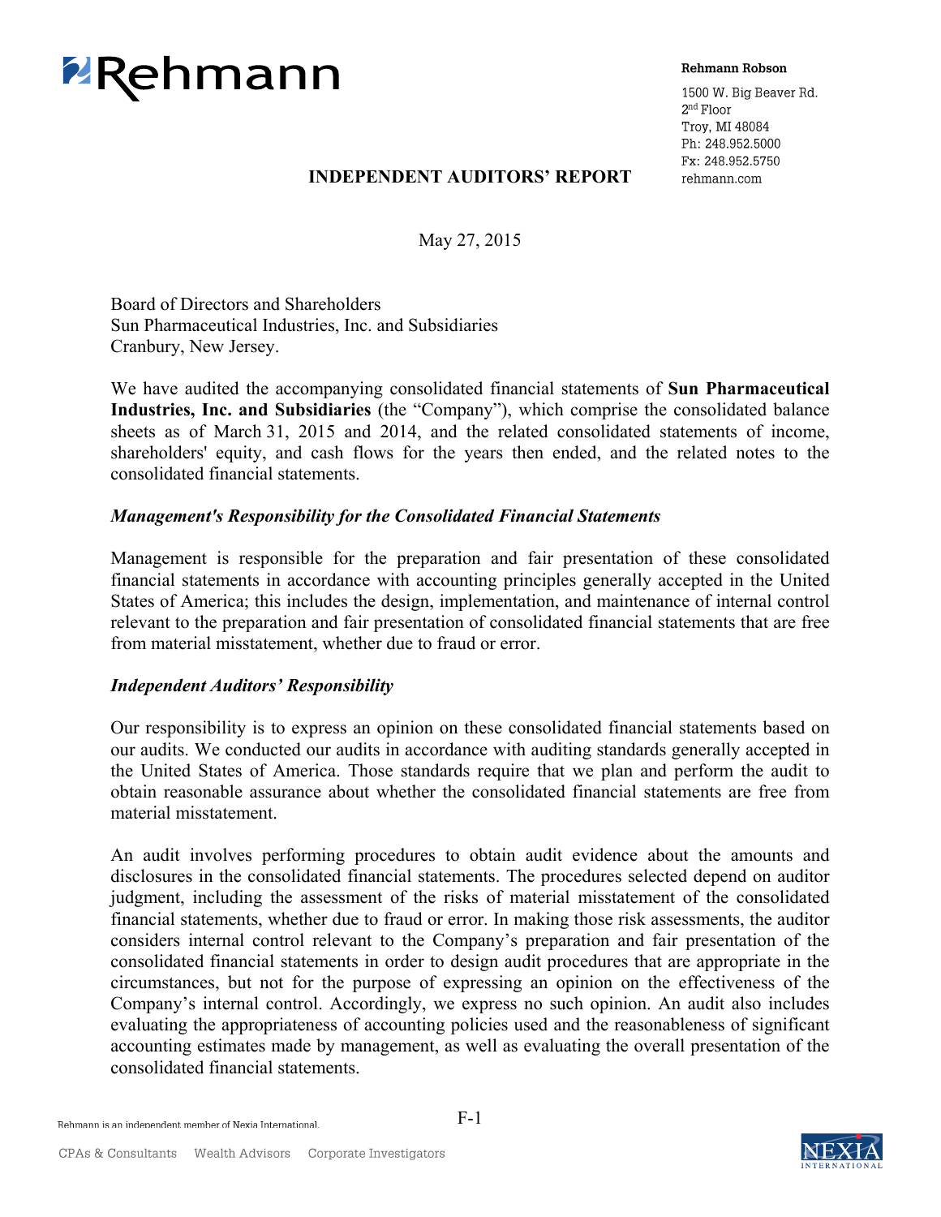Rehmann Robson

1500 W. Big Beaver Rd.
2nd Floor
Troy, MI 48084
Ph: 248.952.5000
Fx: 248.952.5750
rehmann.com

## INDEPENDENT AUDITORS' REPORT

May 27, 2015

Board of Directors and Shareholders
Sun Pharmaceutical Industries, Inc. and Subsidiaries
Cranbury, New Jersey.

We have audited the accompanying consolidated financial statements of **Sun Pharmaceutical Industries, Inc. and Subsidiaries** (the "Company"), which comprise the consolidated balance sheets as of March 31, 2015 and 2014, and the related consolidated statements of income, shareholders' equity, and cash flows for the years then ended, and the related notes to the consolidated financial statements.

### *Management's Responsibility for the Consolidated Financial Statements*

Management is responsible for the preparation and fair presentation of these consolidated financial statements in accordance with accounting principles generally accepted in the United States of America; this includes the design, implementation, and maintenance of internal control relevant to the preparation and fair presentation of consolidated financial statements that are free from material misstatement, whether due to fraud or error.

### *Independent Auditors' Responsibility*

Our responsibility is to express an opinion on these consolidated financial statements based on our audits. We conducted our audits in accordance with auditing standards generally accepted in the United States of America. Those standards require that we plan and perform the audit to obtain reasonable assurance about whether the consolidated financial statements are free from material misstatement.

An audit involves performing procedures to obtain audit evidence about the amounts and disclosures in the consolidated financial statements. The procedures selected depend on auditor judgment, including the assessment of the risks of material misstatement of the consolidated financial statements, whether due to fraud or error. In making those risk assessments, the auditor considers internal control relevant to the Company's preparation and fair presentation of the consolidated financial statements in order to design audit procedures that are appropriate in the circumstances, but not for the purpose of expressing an opinion on the effectiveness of the Company's internal control. Accordingly, we express no such opinion. An audit also includes evaluating the appropriateness of accounting policies used and the reasonableness of significant accounting estimates made by management, as well as evaluating the overall presentation of the consolidated financial statements.

Rehmann is an independent member of Nexia International.

CPAs & Consultants Wealth Advisors Corporate Investigators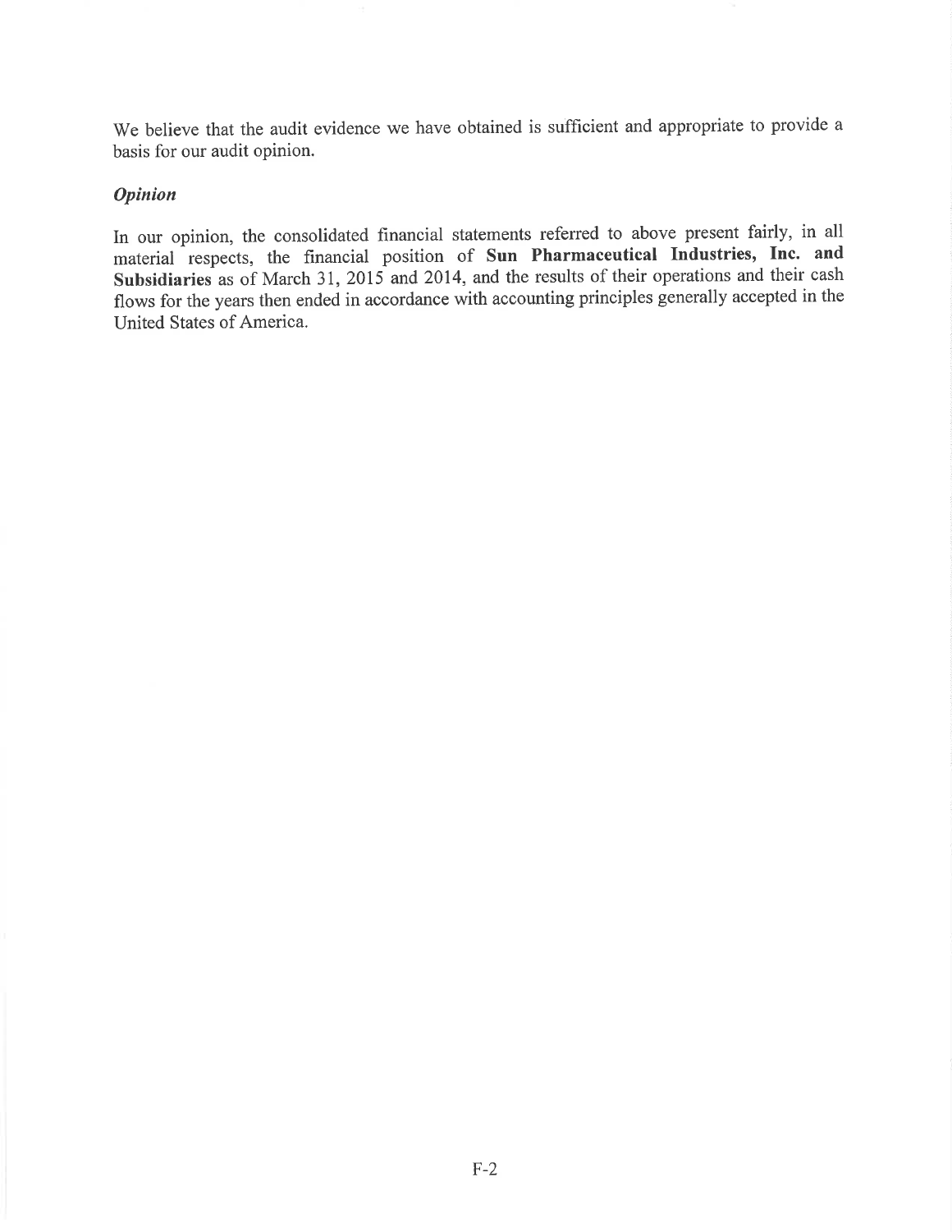We believe that the audit evidence we have obtained is sufficient and appropriate to provide a basis for our audit opinion.

### *Opinion*

In our opinion, the consolidated financial statements referred to above present fairly, in all material respects, the financial position of **Sun Pharmaceutical Industries, Inc. and Subsidiaries** as of March 31, 2015 and 2014, and the results of their operations and their cash flows for the years then ended in accordance with accounting principles generally accepted in the United States of America.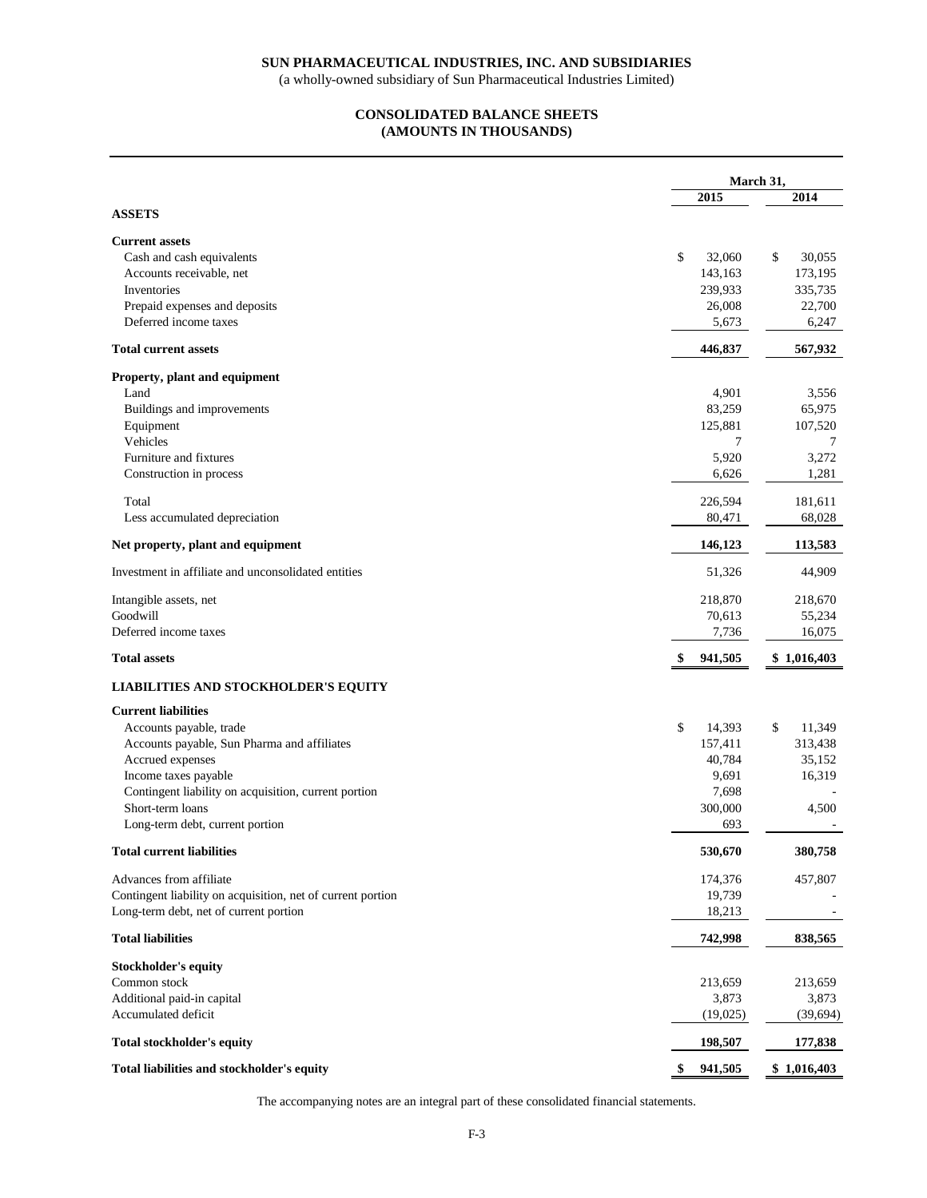**SUN PHARMACEUTICAL INDUSTRIES, INC. AND SUBSIDIARIES**

(a wholly-owned subsidiary of Sun Pharmaceutical Industries Limited)

**CONSOLIDATED BALANCE SHEETS**
**(AMOUNTS IN THOUSANDS)**

| | March 31, 2015 | March 31, 2014 |
|---|---|---|
| **ASSETS** | | |
| **Current assets** | | |
| Cash and cash equivalents | $ 32,060 | $ 30,055 |
| Accounts receivable, net | 143,163 | 173,195 |
| Inventories | 239,933 | 335,735 |
| Prepaid expenses and deposits | 26,008 | 22,700 |
| Deferred income taxes | 5,673 | 6,247 |
| **Total current assets** | **446,837** | **567,932** |
| **Property, plant and equipment** | | |
| Land | 4,901 | 3,556 |
| Buildings and improvements | 83,259 | 65,975 |
| Equipment | 125,881 | 107,520 |
| Vehicles | 7 | 7 |
| Furniture and fixtures | 5,920 | 3,272 |
| Construction in process | 6,626 | 1,281 |
| Total | 226,594 | 181,611 |
| Less accumulated depreciation | 80,471 | 68,028 |
| **Net property, plant and equipment** | **146,123** | **113,583** |
| Investment in affiliate and unconsolidated entities | 51,326 | 44,909 |
| Intangible assets, net | 218,870 | 218,670 |
| Goodwill | 70,613 | 55,234 |
| Deferred income taxes | 7,736 | 16,075 |
| **Total assets** | **$ 941,505** | **$ 1,016,403** |
| **LIABILITIES AND STOCKHOLDER'S EQUITY** | | |
| **Current liabilities** | | |
| Accounts payable, trade | $ 14,393 | $ 11,349 |
| Accounts payable, Sun Pharma and affiliates | 157,411 | 313,438 |
| Accrued expenses | 40,784 | 35,152 |
| Income taxes payable | 9,691 | 16,319 |
| Contingent liability on acquisition, current portion | 7,698 | - |
| Short-term loans | 300,000 | 4,500 |
| Long-term debt, current portion | 693 | - |
| **Total current liabilities** | **530,670** | **380,758** |
| Advances from affiliate | 174,376 | 457,807 |
| Contingent liability on acquisition, net of current portion | 19,739 | - |
| Long-term debt, net of current portion | 18,213 | - |
| **Total liabilities** | **742,998** | **838,565** |
| **Stockholder's equity** | | |
| Common stock | 213,659 | 213,659 |
| Additional paid-in capital | 3,873 | 3,873 |
| Accumulated deficit | (19,025) | (39,694) |
| **Total stockholder's equity** | **198,507** | **177,838** |
| **Total liabilities and stockholder's equity** | **$ 941,505** | **$ 1,016,403** |

The accompanying notes are an integral part of these consolidated financial statements.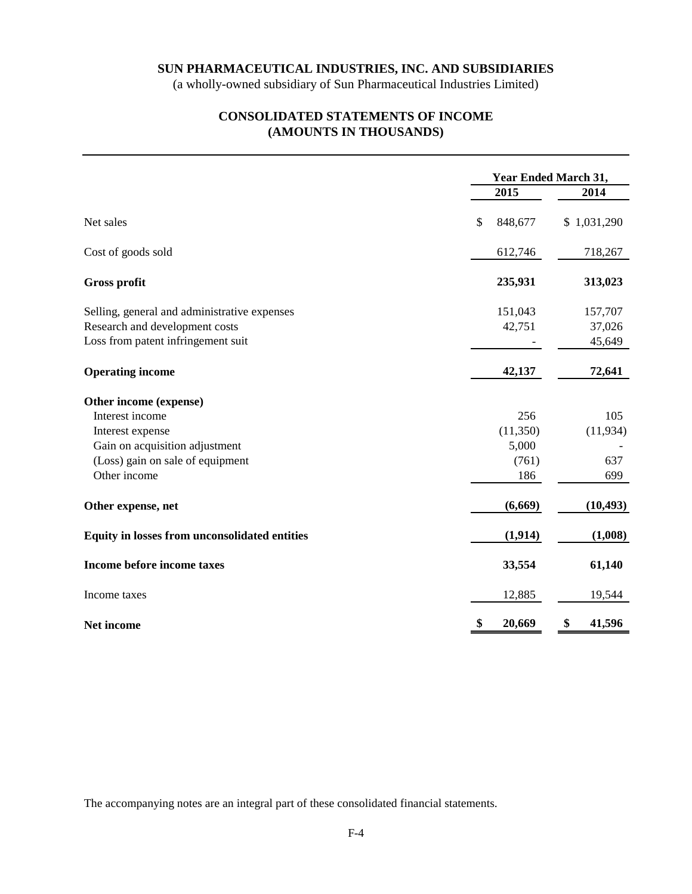# SUN PHARMACEUTICAL INDUSTRIES, INC. AND SUBSIDIARIES

(a wholly-owned subsidiary of Sun Pharmaceutical Industries Limited)

## CONSOLIDATED STATEMENTS OF INCOME
## (AMOUNTS IN THOUSANDS)

| | Year Ended March 31, | |
|---|---|---|
| | 2015 | 2014 |
| Net sales | $ 848,677 | $ 1,031,290 |
| Cost of goods sold | 612,746 | 718,267 |
| **Gross profit** | **235,931** | **313,023** |
| Selling, general and administrative expenses | 151,043 | 157,707 |
| Research and development costs | 42,751 | 37,026 |
| Loss from patent infringement suit | - | 45,649 |
| **Operating income** | **42,137** | **72,641** |
| **Other income (expense)** | | |
| Interest income | 256 | 105 |
| Interest expense | (11,350) | (11,934) |
| Gain on acquisition adjustment | 5,000 | - |
| (Loss) gain on sale of equipment | (761) | 637 |
| Other income | 186 | 699 |
| **Other expense, net** | **(6,669)** | **(10,493)** |
| **Equity in losses from unconsolidated entities** | **(1,914)** | **(1,008)** |
| **Income before income taxes** | **33,554** | **61,140** |
| Income taxes | 12,885 | 19,544 |
| **Net income** | **$ 20,669** | **$ 41,596** |

The accompanying notes are an integral part of these consolidated financial statements.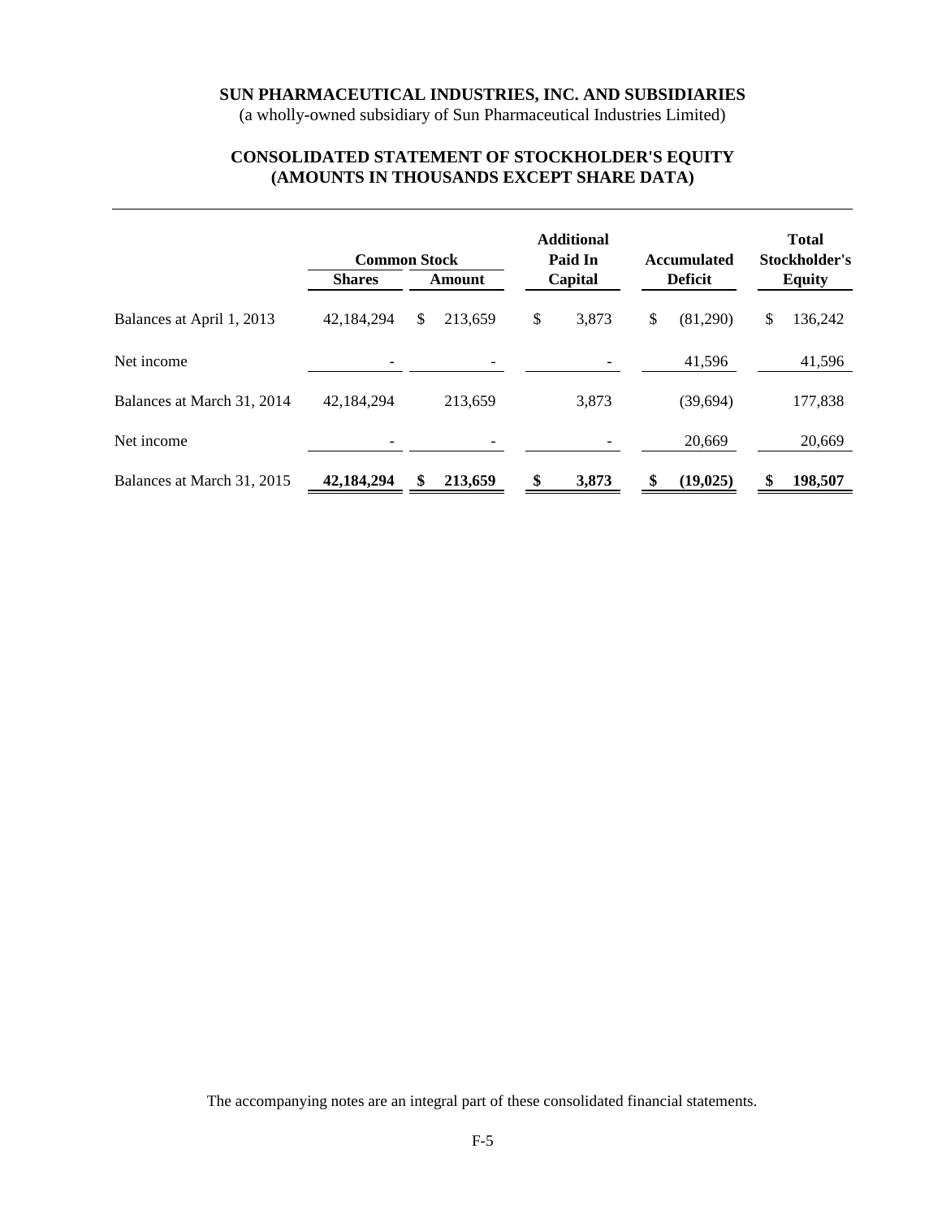**SUN PHARMACEUTICAL INDUSTRIES, INC. AND SUBSIDIARIES**
(a wholly-owned subsidiary of Sun Pharmaceutical Industries Limited)

**CONSOLIDATED STATEMENT OF STOCKHOLDER'S EQUITY**
**(AMOUNTS IN THOUSANDS EXCEPT SHARE DATA)**

| | Common Stock | | Additional Paid In | Accumulated | Total Stockholder's |
|---|---|---|---|---|---|
| | Shares | Amount | Capital | Deficit | Equity |
| Balances at April 1, 2013 | 42,184,294 | $ 213,659 | $ 3,873 | $ (81,290) | $ 136,242 |
| Net income | - | - | - | 41,596 | 41,596 |
| Balances at March 31, 2014 | 42,184,294 | 213,659 | 3,873 | (39,694) | 177,838 |
| Net income | - | - | - | 20,669 | 20,669 |
| **Balances at March 31, 2015** | **42,184,294** | **$ 213,659** | **$ 3,873** | **$ (19,025)** | **$ 198,507** |

The accompanying notes are an integral part of these consolidated financial statements.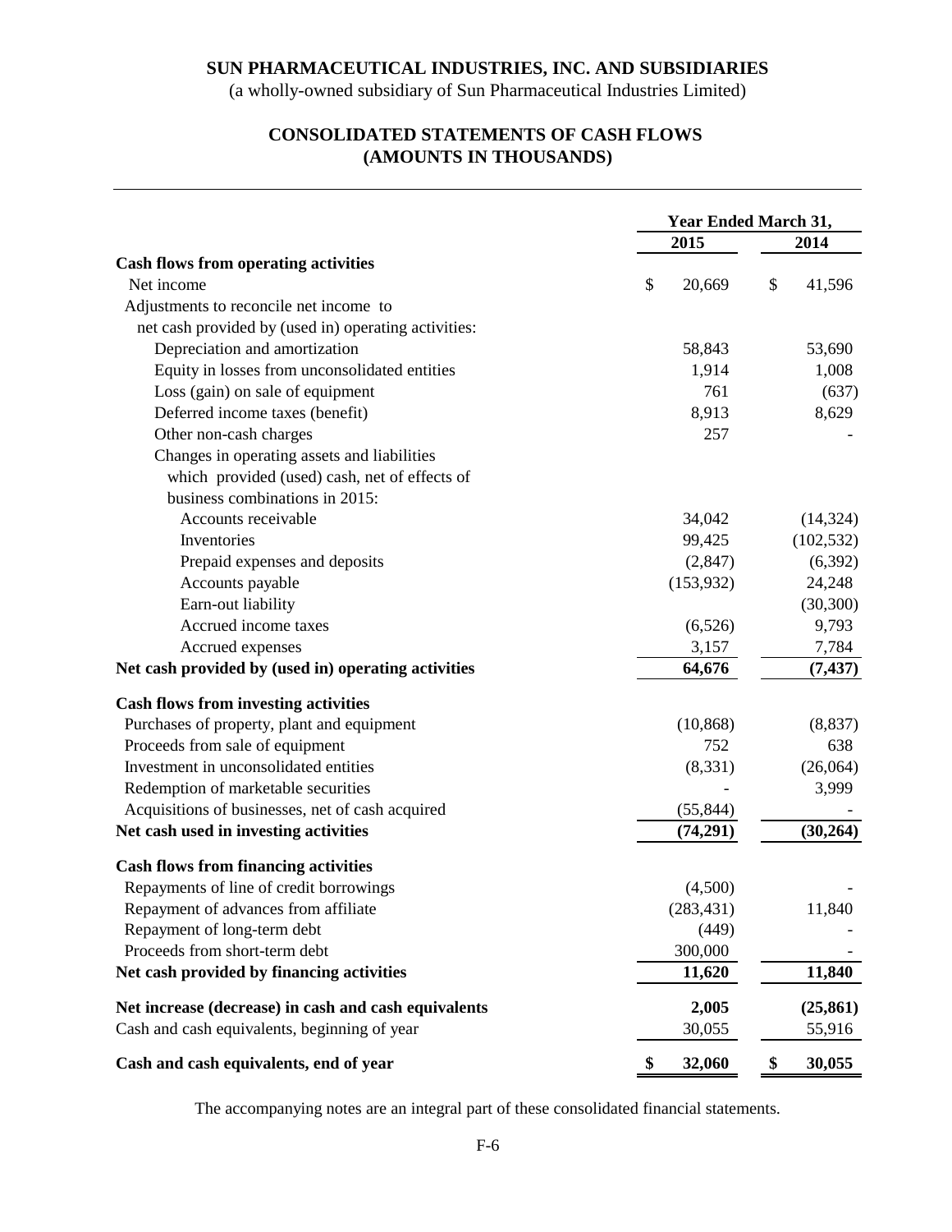**SUN PHARMACEUTICAL INDUSTRIES, INC. AND SUBSIDIARIES**

(a wholly-owned subsidiary of Sun Pharmaceutical Industries Limited)

## CONSOLIDATED STATEMENTS OF CASH FLOWS (AMOUNTS IN THOUSANDS)

| | Year Ended March 31, | |
|---|---|---|
| | 2015 | 2014 |
| **Cash flows from operating activities** | | |
| Net income | $ 20,669 | $ 41,596 |
| Adjustments to reconcile net income to net cash provided by (used in) operating activities: | | |
| Depreciation and amortization | 58,843 | 53,690 |
| Equity in losses from unconsolidated entities | 1,914 | 1,008 |
| Loss (gain) on sale of equipment | 761 | (637) |
| Deferred income taxes (benefit) | 8,913 | 8,629 |
| Other non-cash charges | 257 | - |
| Changes in operating assets and liabilities which provided (used) cash, net of effects of business combinations in 2015: | | |
| Accounts receivable | 34,042 | (14,324) |
| Inventories | 99,425 | (102,532) |
| Prepaid expenses and deposits | (2,847) | (6,392) |
| Accounts payable | (153,932) | 24,248 |
| Earn-out liability | | (30,300) |
| Accrued income taxes | (6,526) | 9,793 |
| Accrued expenses | 3,157 | 7,784 |
| **Net cash provided by (used in) operating activities** | **64,676** | **(7,437)** |
| **Cash flows from investing activities** | | |
| Purchases of property, plant and equipment | (10,868) | (8,837) |
| Proceeds from sale of equipment | 752 | 638 |
| Investment in unconsolidated entities | (8,331) | (26,064) |
| Redemption of marketable securities | - | 3,999 |
| Acquisitions of businesses, net of cash acquired | (55,844) | - |
| **Net cash used in investing activities** | **(74,291)** | **(30,264)** |
| **Cash flows from financing activities** | | |
| Repayments of line of credit borrowings | (4,500) | - |
| Repayment of advances from affiliate | (283,431) | 11,840 |
| Repayment of long-term debt | (449) | - |
| Proceeds from short-term debt | 300,000 | - |
| **Net cash provided by financing activities** | **11,620** | **11,840** |
| **Net increase (decrease) in cash and cash equivalents** | **2,005** | **(25,861)** |
| Cash and cash equivalents, beginning of year | 30,055 | 55,916 |
| **Cash and cash equivalents, end of year** | **$ 32,060** | **$ 30,055** |

The accompanying notes are an integral part of these consolidated financial statements.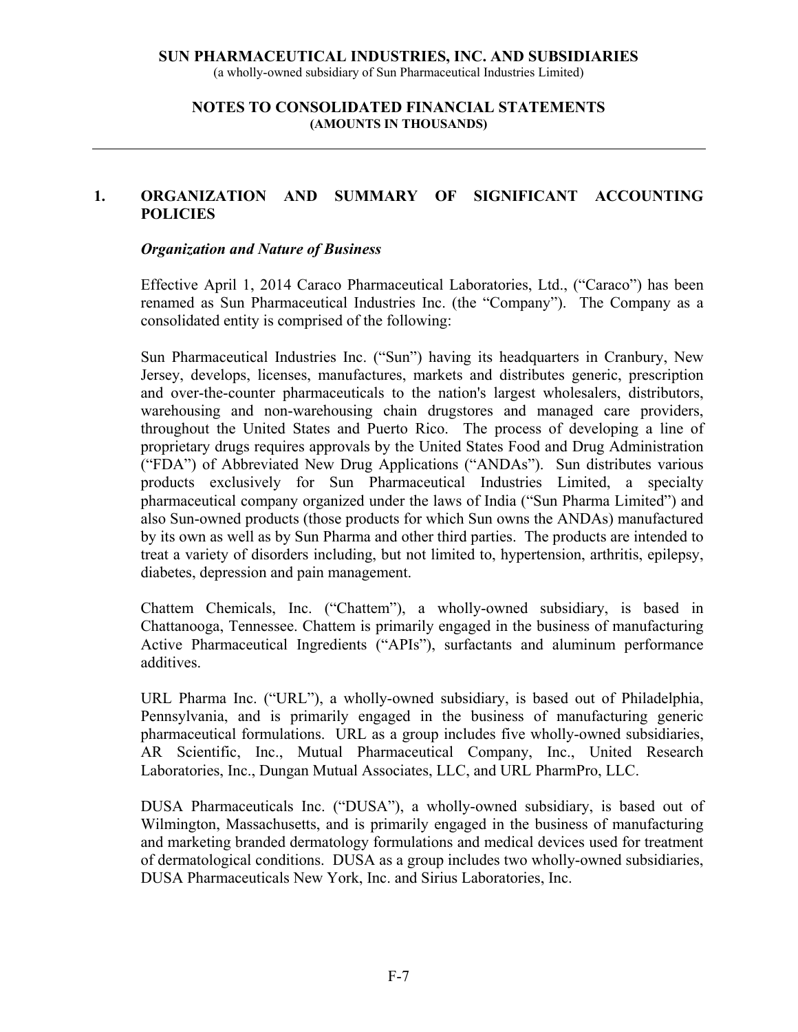# SUN PHARMACEUTICAL INDUSTRIES, INC. AND SUBSIDIARIES

(a wholly-owned subsidiary of Sun Pharmaceutical Industries Limited)

## NOTES TO CONSOLIDATED FINANCIAL STATEMENTS
**(AMOUNTS IN THOUSANDS)**

## 1. ORGANIZATION AND SUMMARY OF SIGNIFICANT ACCOUNTING POLICIES

### *Organization and Nature of Business*

Effective April 1, 2014 Caraco Pharmaceutical Laboratories, Ltd., ("Caraco") has been renamed as Sun Pharmaceutical Industries Inc. (the "Company"). The Company as a consolidated entity is comprised of the following:

Sun Pharmaceutical Industries Inc. ("Sun") having its headquarters in Cranbury, New Jersey, develops, licenses, manufactures, markets and distributes generic, prescription and over-the-counter pharmaceuticals to the nation's largest wholesalers, distributors, warehousing and non-warehousing chain drugstores and managed care providers, throughout the United States and Puerto Rico. The process of developing a line of proprietary drugs requires approvals by the United States Food and Drug Administration ("FDA") of Abbreviated New Drug Applications ("ANDAs"). Sun distributes various products exclusively for Sun Pharmaceutical Industries Limited, a specialty pharmaceutical company organized under the laws of India ("Sun Pharma Limited") and also Sun-owned products (those products for which Sun owns the ANDAs) manufactured by its own as well as by Sun Pharma and other third parties. The products are intended to treat a variety of disorders including, but not limited to, hypertension, arthritis, epilepsy, diabetes, depression and pain management.

Chattem Chemicals, Inc. ("Chattem"), a wholly-owned subsidiary, is based in Chattanooga, Tennessee. Chattem is primarily engaged in the business of manufacturing Active Pharmaceutical Ingredients ("APIs"), surfactants and aluminum performance additives.

URL Pharma Inc. ("URL"), a wholly-owned subsidiary, is based out of Philadelphia, Pennsylvania, and is primarily engaged in the business of manufacturing generic pharmaceutical formulations. URL as a group includes five wholly-owned subsidiaries, AR Scientific, Inc., Mutual Pharmaceutical Company, Inc., United Research Laboratories, Inc., Dungan Mutual Associates, LLC, and URL PharmPro, LLC.

DUSA Pharmaceuticals Inc. ("DUSA"), a wholly-owned subsidiary, is based out of Wilmington, Massachusetts, and is primarily engaged in the business of manufacturing and marketing branded dermatology formulations and medical devices used for treatment of dermatological conditions. DUSA as a group includes two wholly-owned subsidiaries, DUSA Pharmaceuticals New York, Inc. and Sirius Laboratories, Inc.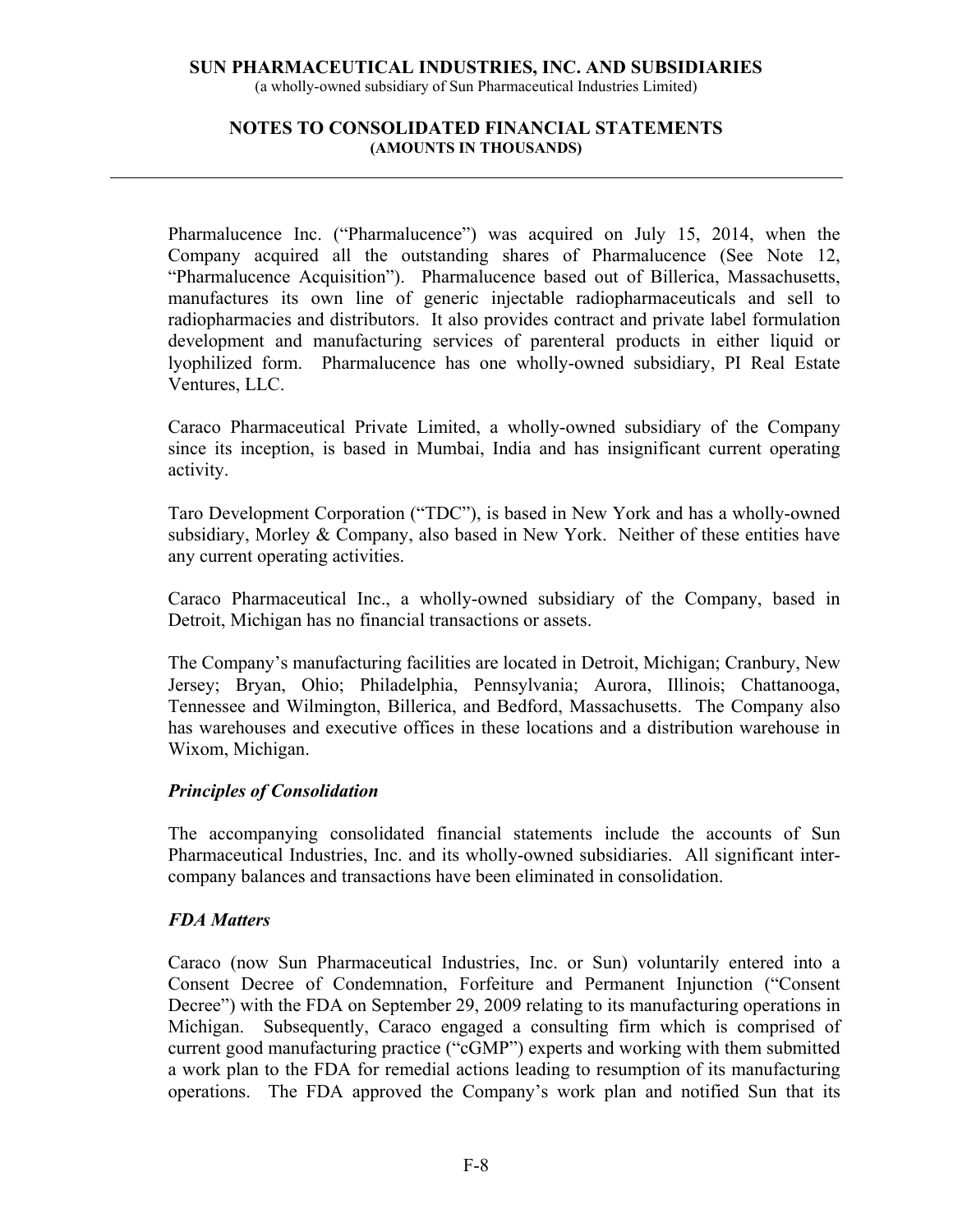Pharmalucence Inc. ("Pharmalucence") was acquired on July 15, 2014, when the Company acquired all the outstanding shares of Pharmalucence (See Note 12, "Pharmalucence Acquisition"). Pharmalucence based out of Billerica, Massachusetts, manufactures its own line of generic injectable radiopharmaceuticals and sell to radiopharmacies and distributors. It also provides contract and private label formulation development and manufacturing services of parenteral products in either liquid or lyophilized form. Pharmalucence has one wholly-owned subsidiary, PI Real Estate Ventures, LLC.

Caraco Pharmaceutical Private Limited, a wholly-owned subsidiary of the Company since its inception, is based in Mumbai, India and has insignificant current operating activity.

Taro Development Corporation ("TDC"), is based in New York and has a wholly-owned subsidiary, Morley & Company, also based in New York. Neither of these entities have any current operating activities.

Caraco Pharmaceutical Inc., a wholly-owned subsidiary of the Company, based in Detroit, Michigan has no financial transactions or assets.

The Company's manufacturing facilities are located in Detroit, Michigan; Cranbury, New Jersey; Bryan, Ohio; Philadelphia, Pennsylvania; Aurora, Illinois; Chattanooga, Tennessee and Wilmington, Billerica, and Bedford, Massachusetts. The Company also has warehouses and executive offices in these locations and a distribution warehouse in Wixom, Michigan.

### *Principles of Consolidation*

The accompanying consolidated financial statements include the accounts of Sun Pharmaceutical Industries, Inc. and its wholly-owned subsidiaries. All significant inter-company balances and transactions have been eliminated in consolidation.

### *FDA Matters*

Caraco (now Sun Pharmaceutical Industries, Inc. or Sun) voluntarily entered into a Consent Decree of Condemnation, Forfeiture and Permanent Injunction ("Consent Decree") with the FDA on September 29, 2009 relating to its manufacturing operations in Michigan. Subsequently, Caraco engaged a consulting firm which is comprised of current good manufacturing practice ("cGMP") experts and working with them submitted a work plan to the FDA for remedial actions leading to resumption of its manufacturing operations. The FDA approved the Company's work plan and notified Sun that its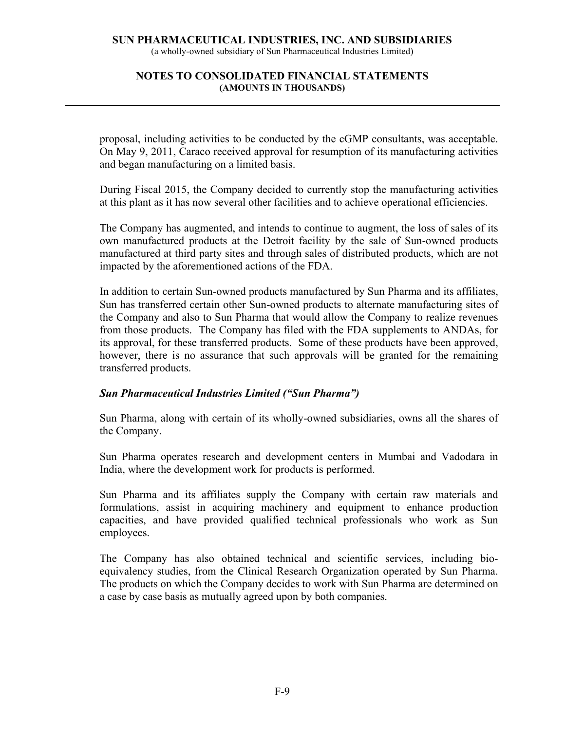proposal, including activities to be conducted by the cGMP consultants, was acceptable. On May 9, 2011, Caraco received approval for resumption of its manufacturing activities and began manufacturing on a limited basis.

During Fiscal 2015, the Company decided to currently stop the manufacturing activities at this plant as it has now several other facilities and to achieve operational efficiencies.

The Company has augmented, and intends to continue to augment, the loss of sales of its own manufactured products at the Detroit facility by the sale of Sun-owned products manufactured at third party sites and through sales of distributed products, which are not impacted by the aforementioned actions of the FDA.

In addition to certain Sun-owned products manufactured by Sun Pharma and its affiliates, Sun has transferred certain other Sun-owned products to alternate manufacturing sites of the Company and also to Sun Pharma that would allow the Company to realize revenues from those products. The Company has filed with the FDA supplements to ANDAs, for its approval, for these transferred products. Some of these products have been approved, however, there is no assurance that such approvals will be granted for the remaining transferred products.

***Sun Pharmaceutical Industries Limited ("Sun Pharma")***

Sun Pharma, along with certain of its wholly-owned subsidiaries, owns all the shares of the Company.

Sun Pharma operates research and development centers in Mumbai and Vadodara in India, where the development work for products is performed.

Sun Pharma and its affiliates supply the Company with certain raw materials and formulations, assist in acquiring machinery and equipment to enhance production capacities, and have provided qualified technical professionals who work as Sun employees.

The Company has also obtained technical and scientific services, including bio-equivalency studies, from the Clinical Research Organization operated by Sun Pharma. The products on which the Company decides to work with Sun Pharma are determined on a case by case basis as mutually agreed upon by both companies.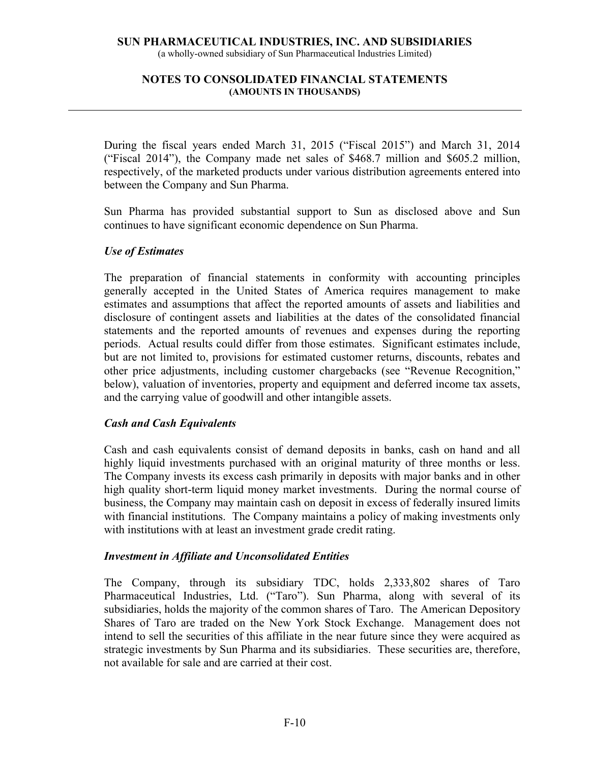During the fiscal years ended March 31, 2015 ("Fiscal 2015") and March 31, 2014 ("Fiscal 2014"), the Company made net sales of $468.7 million and $605.2 million, respectively, of the marketed products under various distribution agreements entered into between the Company and Sun Pharma.

Sun Pharma has provided substantial support to Sun as disclosed above and Sun continues to have significant economic dependence on Sun Pharma.

### *Use of Estimates*

The preparation of financial statements in conformity with accounting principles generally accepted in the United States of America requires management to make estimates and assumptions that affect the reported amounts of assets and liabilities and disclosure of contingent assets and liabilities at the dates of the consolidated financial statements and the reported amounts of revenues and expenses during the reporting periods. Actual results could differ from those estimates. Significant estimates include, but are not limited to, provisions for estimated customer returns, discounts, rebates and other price adjustments, including customer chargebacks (see "Revenue Recognition," below), valuation of inventories, property and equipment and deferred income tax assets, and the carrying value of goodwill and other intangible assets.

### *Cash and Cash Equivalents*

Cash and cash equivalents consist of demand deposits in banks, cash on hand and all highly liquid investments purchased with an original maturity of three months or less. The Company invests its excess cash primarily in deposits with major banks and in other high quality short-term liquid money market investments. During the normal course of business, the Company may maintain cash on deposit in excess of federally insured limits with financial institutions. The Company maintains a policy of making investments only with institutions with at least an investment grade credit rating.

### *Investment in Affiliate and Unconsolidated Entities*

The Company, through its subsidiary TDC, holds 2,333,802 shares of Taro Pharmaceutical Industries, Ltd. ("Taro"). Sun Pharma, along with several of its subsidiaries, holds the majority of the common shares of Taro. The American Depository Shares of Taro are traded on the New York Stock Exchange. Management does not intend to sell the securities of this affiliate in the near future since they were acquired as strategic investments by Sun Pharma and its subsidiaries. These securities are, therefore, not available for sale and are carried at their cost.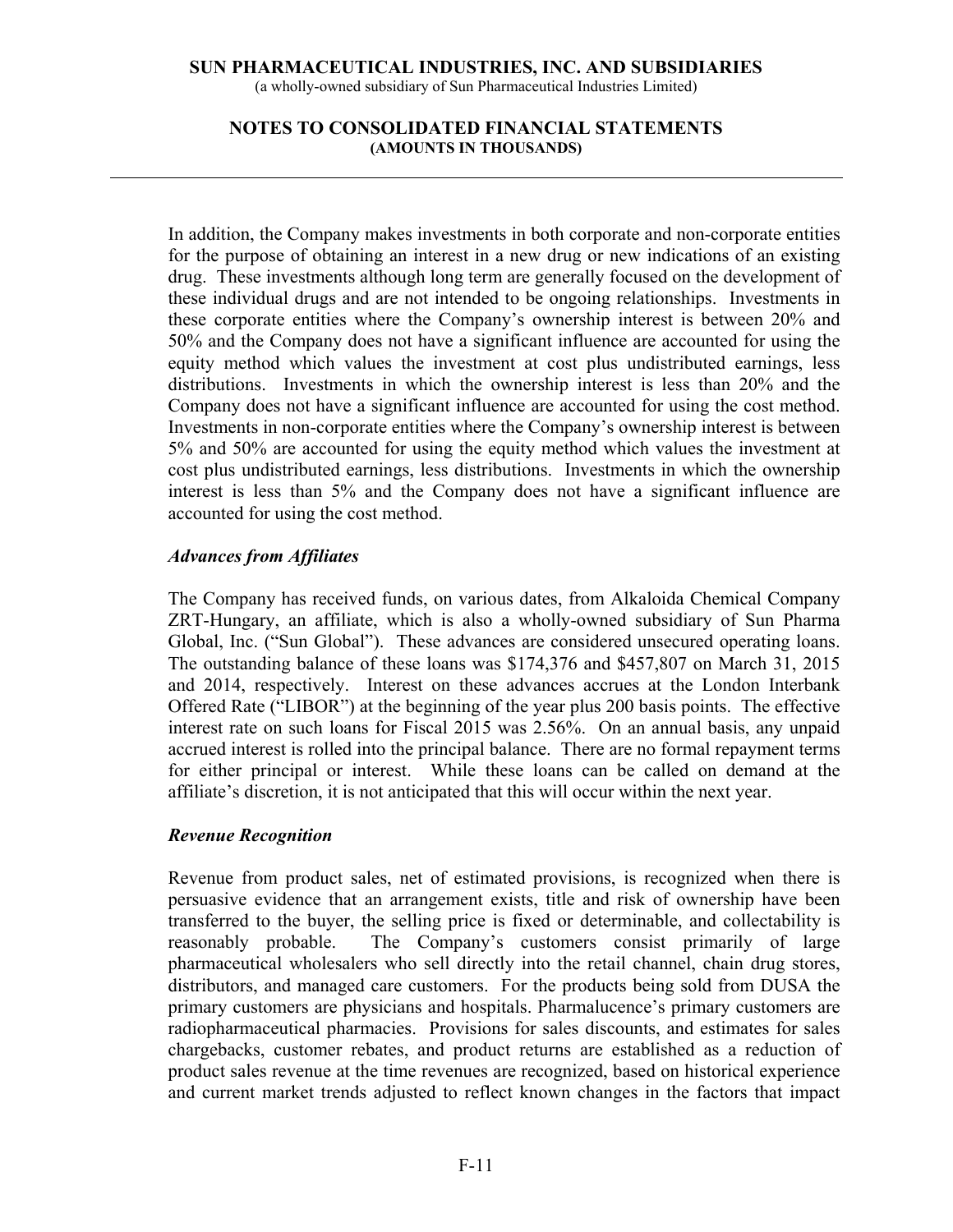In addition, the Company makes investments in both corporate and non-corporate entities for the purpose of obtaining an interest in a new drug or new indications of an existing drug. These investments although long term are generally focused on the development of these individual drugs and are not intended to be ongoing relationships. Investments in these corporate entities where the Company's ownership interest is between 20% and 50% and the Company does not have a significant influence are accounted for using the equity method which values the investment at cost plus undistributed earnings, less distributions. Investments in which the ownership interest is less than 20% and the Company does not have a significant influence are accounted for using the cost method. Investments in non-corporate entities where the Company's ownership interest is between 5% and 50% are accounted for using the equity method which values the investment at cost plus undistributed earnings, less distributions. Investments in which the ownership interest is less than 5% and the Company does not have a significant influence are accounted for using the cost method.

### *Advances from Affiliates*

The Company has received funds, on various dates, from Alkaloida Chemical Company ZRT-Hungary, an affiliate, which is also a wholly-owned subsidiary of Sun Pharma Global, Inc. ("Sun Global"). These advances are considered unsecured operating loans. The outstanding balance of these loans was $174,376 and $457,807 on March 31, 2015 and 2014, respectively. Interest on these advances accrues at the London Interbank Offered Rate ("LIBOR") at the beginning of the year plus 200 basis points. The effective interest rate on such loans for Fiscal 2015 was 2.56%. On an annual basis, any unpaid accrued interest is rolled into the principal balance. There are no formal repayment terms for either principal or interest. While these loans can be called on demand at the affiliate's discretion, it is not anticipated that this will occur within the next year.

### *Revenue Recognition*

Revenue from product sales, net of estimated provisions, is recognized when there is persuasive evidence that an arrangement exists, title and risk of ownership have been transferred to the buyer, the selling price is fixed or determinable, and collectability is reasonably probable. The Company's customers consist primarily of large pharmaceutical wholesalers who sell directly into the retail channel, chain drug stores, distributors, and managed care customers. For the products being sold from DUSA the primary customers are physicians and hospitals. Pharmalucence's primary customers are radiopharmaceutical pharmacies. Provisions for sales discounts, and estimates for sales chargebacks, customer rebates, and product returns are established as a reduction of product sales revenue at the time revenues are recognized, based on historical experience and current market trends adjusted to reflect known changes in the factors that impact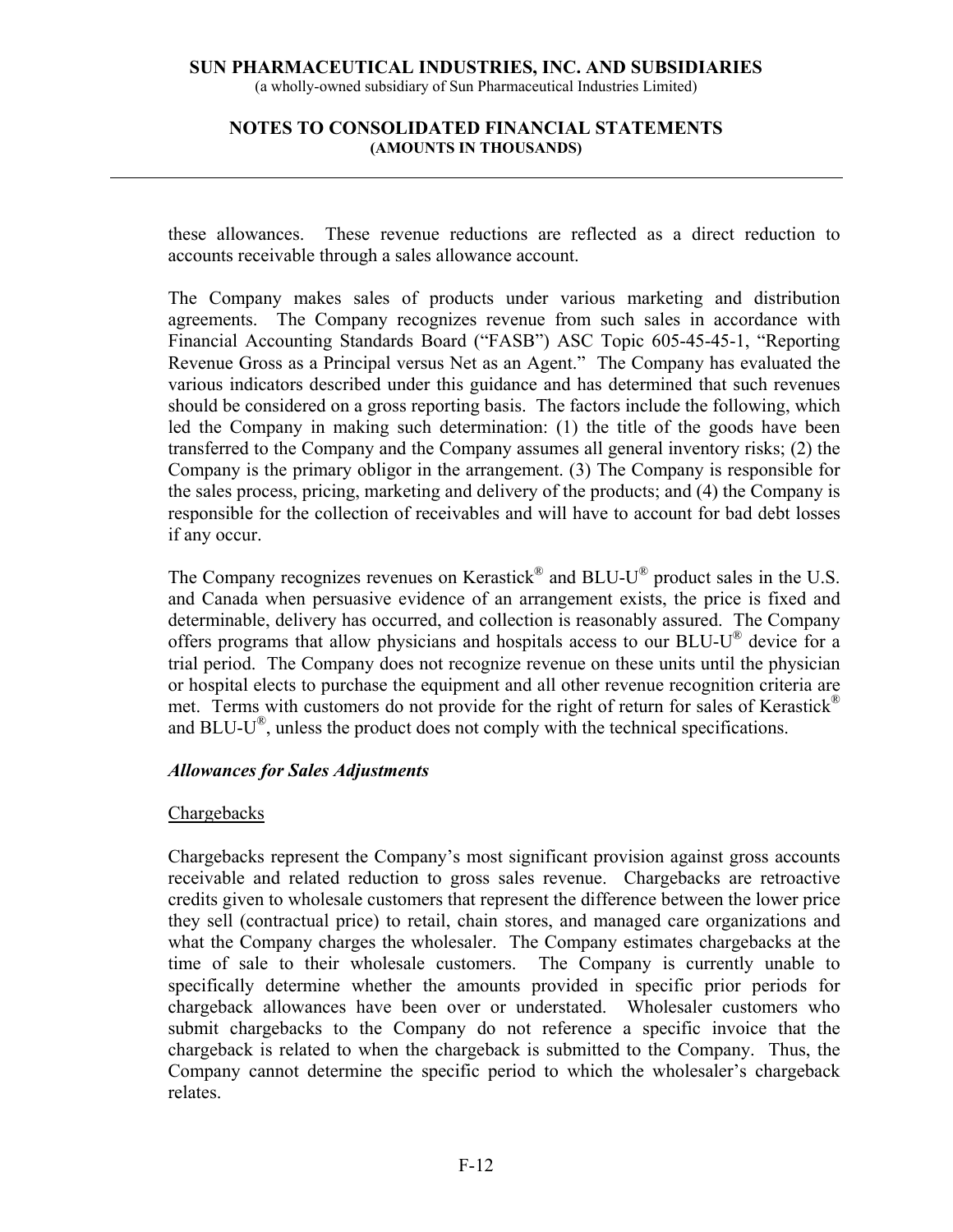these allowances. These revenue reductions are reflected as a direct reduction to accounts receivable through a sales allowance account.

The Company makes sales of products under various marketing and distribution agreements. The Company recognizes revenue from such sales in accordance with Financial Accounting Standards Board ("FASB") ASC Topic 605-45-45-1, "Reporting Revenue Gross as a Principal versus Net as an Agent." The Company has evaluated the various indicators described under this guidance and has determined that such revenues should be considered on a gross reporting basis. The factors include the following, which led the Company in making such determination: (1) the title of the goods have been transferred to the Company and the Company assumes all general inventory risks; (2) the Company is the primary obligor in the arrangement. (3) The Company is responsible for the sales process, pricing, marketing and delivery of the products; and (4) the Company is responsible for the collection of receivables and will have to account for bad debt losses if any occur.

The Company recognizes revenues on Kerastick® and BLU-U® product sales in the U.S. and Canada when persuasive evidence of an arrangement exists, the price is fixed and determinable, delivery has occurred, and collection is reasonably assured. The Company offers programs that allow physicians and hospitals access to our BLU-U® device for a trial period. The Company does not recognize revenue on these units until the physician or hospital elects to purchase the equipment and all other revenue recognition criteria are met. Terms with customers do not provide for the right of return for sales of Kerastick® and BLU-U®, unless the product does not comply with the technical specifications.

### *Allowances for Sales Adjustments*

Chargebacks

Chargebacks represent the Company's most significant provision against gross accounts receivable and related reduction to gross sales revenue. Chargebacks are retroactive credits given to wholesale customers that represent the difference between the lower price they sell (contractual price) to retail, chain stores, and managed care organizations and what the Company charges the wholesaler. The Company estimates chargebacks at the time of sale to their wholesale customers. The Company is currently unable to specifically determine whether the amounts provided in specific prior periods for chargeback allowances have been over or understated. Wholesaler customers who submit chargebacks to the Company do not reference a specific invoice that the chargeback is related to when the chargeback is submitted to the Company. Thus, the Company cannot determine the specific period to which the wholesaler's chargeback relates.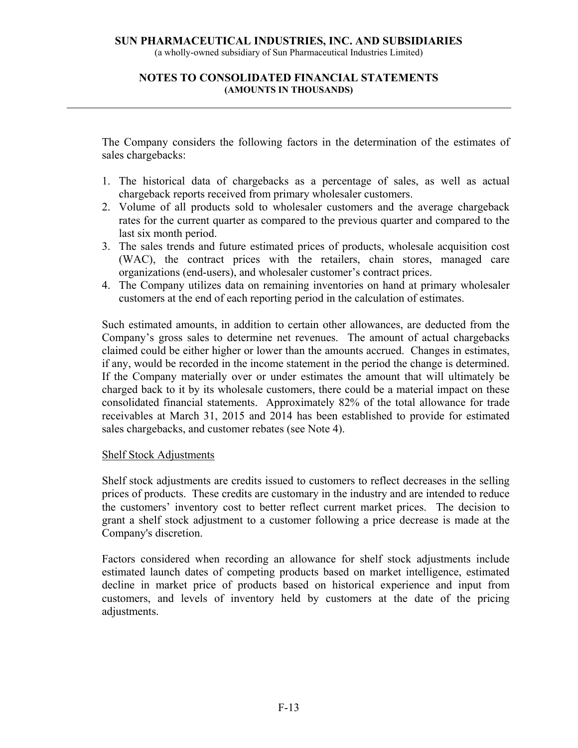The Company considers the following factors in the determination of the estimates of sales chargebacks:

1. The historical data of chargebacks as a percentage of sales, as well as actual chargeback reports received from primary wholesaler customers.
2. Volume of all products sold to wholesaler customers and the average chargeback rates for the current quarter as compared to the previous quarter and compared to the last six month period.
3. The sales trends and future estimated prices of products, wholesale acquisition cost (WAC), the contract prices with the retailers, chain stores, managed care organizations (end-users), and wholesaler customer's contract prices.
4. The Company utilizes data on remaining inventories on hand at primary wholesaler customers at the end of each reporting period in the calculation of estimates.

Such estimated amounts, in addition to certain other allowances, are deducted from the Company's gross sales to determine net revenues. The amount of actual chargebacks claimed could be either higher or lower than the amounts accrued. Changes in estimates, if any, would be recorded in the income statement in the period the change is determined. If the Company materially over or under estimates the amount that will ultimately be charged back to it by its wholesale customers, there could be a material impact on these consolidated financial statements. Approximately 82% of the total allowance for trade receivables at March 31, 2015 and 2014 has been established to provide for estimated sales chargebacks, and customer rebates (see Note 4).

Shelf Stock Adjustments

Shelf stock adjustments are credits issued to customers to reflect decreases in the selling prices of products. These credits are customary in the industry and are intended to reduce the customers' inventory cost to better reflect current market prices. The decision to grant a shelf stock adjustment to a customer following a price decrease is made at the Company's discretion.

Factors considered when recording an allowance for shelf stock adjustments include estimated launch dates of competing products based on market intelligence, estimated decline in market price of products based on historical experience and input from customers, and levels of inventory held by customers at the date of the pricing adjustments.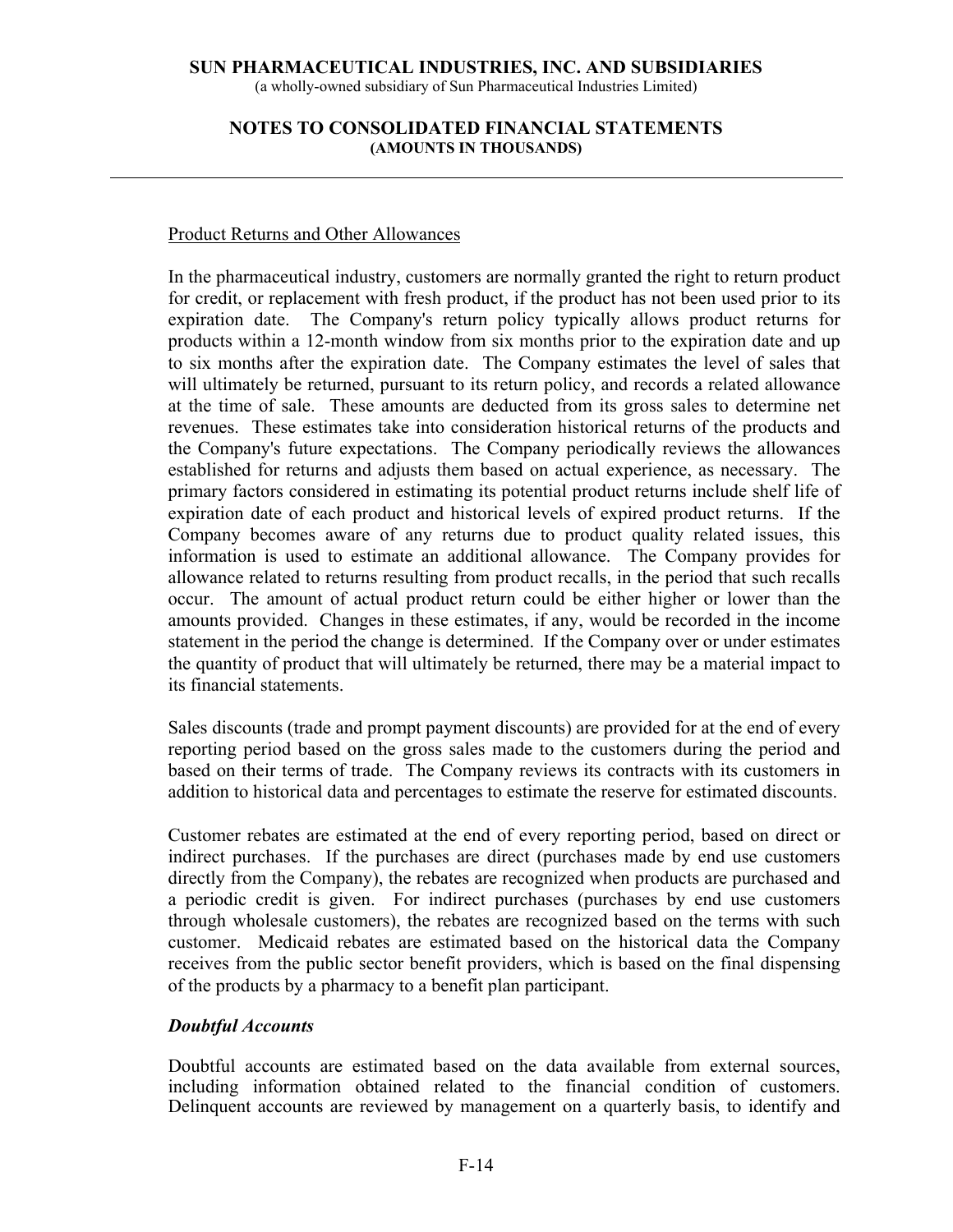Product Returns and Other Allowances

In the pharmaceutical industry, customers are normally granted the right to return product for credit, or replacement with fresh product, if the product has not been used prior to its expiration date. The Company's return policy typically allows product returns for products within a 12-month window from six months prior to the expiration date and up to six months after the expiration date. The Company estimates the level of sales that will ultimately be returned, pursuant to its return policy, and records a related allowance at the time of sale. These amounts are deducted from its gross sales to determine net revenues. These estimates take into consideration historical returns of the products and the Company's future expectations. The Company periodically reviews the allowances established for returns and adjusts them based on actual experience, as necessary. The primary factors considered in estimating its potential product returns include shelf life of expiration date of each product and historical levels of expired product returns. If the Company becomes aware of any returns due to product quality related issues, this information is used to estimate an additional allowance. The Company provides for allowance related to returns resulting from product recalls, in the period that such recalls occur. The amount of actual product return could be either higher or lower than the amounts provided. Changes in these estimates, if any, would be recorded in the income statement in the period the change is determined. If the Company over or under estimates the quantity of product that will ultimately be returned, there may be a material impact to its financial statements.

Sales discounts (trade and prompt payment discounts) are provided for at the end of every reporting period based on the gross sales made to the customers during the period and based on their terms of trade. The Company reviews its contracts with its customers in addition to historical data and percentages to estimate the reserve for estimated discounts.

Customer rebates are estimated at the end of every reporting period, based on direct or indirect purchases. If the purchases are direct (purchases made by end use customers directly from the Company), the rebates are recognized when products are purchased and a periodic credit is given. For indirect purchases (purchases by end use customers through wholesale customers), the rebates are recognized based on the terms with such customer. Medicaid rebates are estimated based on the historical data the Company receives from the public sector benefit providers, which is based on the final dispensing of the products by a pharmacy to a benefit plan participant.

***Doubtful Accounts***

Doubtful accounts are estimated based on the data available from external sources, including information obtained related to the financial condition of customers. Delinquent accounts are reviewed by management on a quarterly basis, to identify and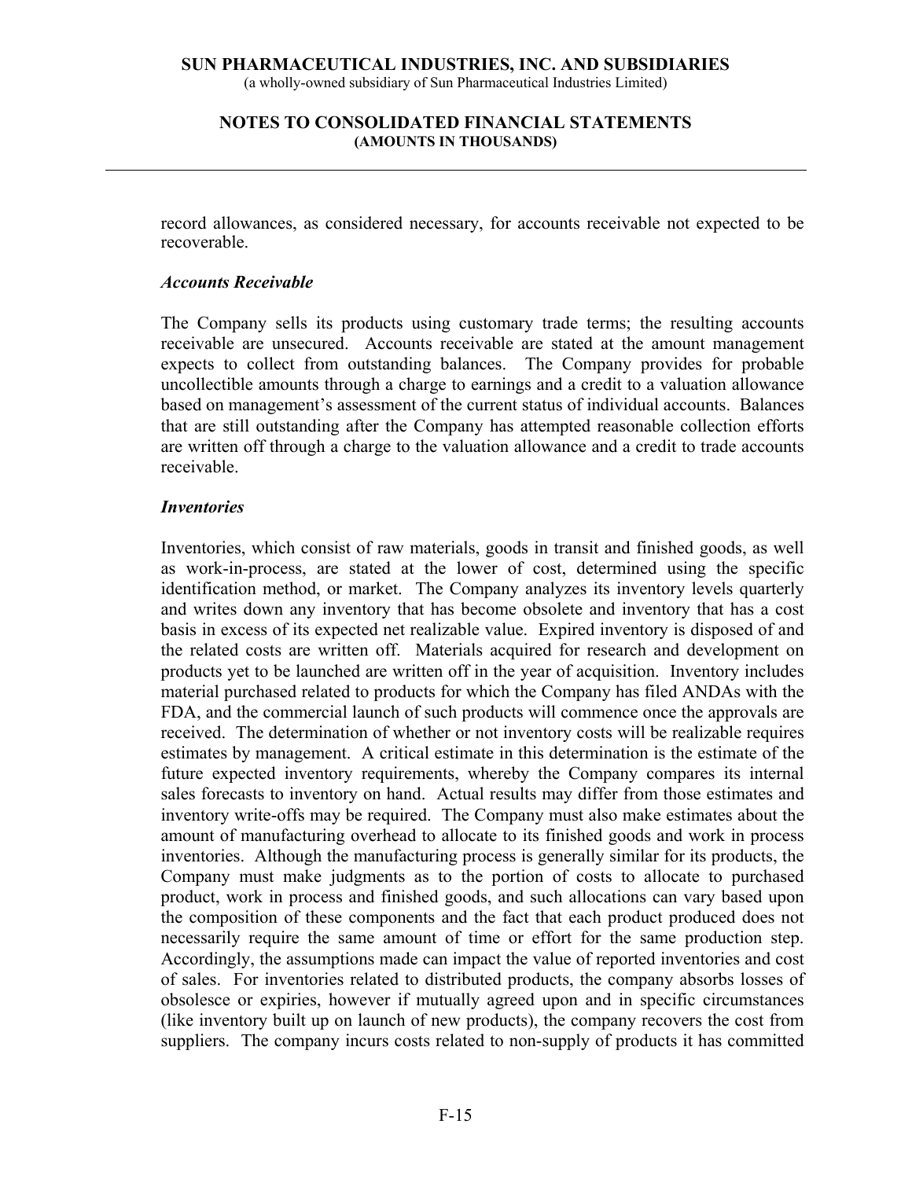record allowances, as considered necessary, for accounts receivable not expected to be recoverable.

### *Accounts Receivable*

The Company sells its products using customary trade terms; the resulting accounts receivable are unsecured. Accounts receivable are stated at the amount management expects to collect from outstanding balances. The Company provides for probable uncollectible amounts through a charge to earnings and a credit to a valuation allowance based on management's assessment of the current status of individual accounts. Balances that are still outstanding after the Company has attempted reasonable collection efforts are written off through a charge to the valuation allowance and a credit to trade accounts receivable.

### *Inventories*

Inventories, which consist of raw materials, goods in transit and finished goods, as well as work-in-process, are stated at the lower of cost, determined using the specific identification method, or market. The Company analyzes its inventory levels quarterly and writes down any inventory that has become obsolete and inventory that has a cost basis in excess of its expected net realizable value. Expired inventory is disposed of and the related costs are written off. Materials acquired for research and development on products yet to be launched are written off in the year of acquisition. Inventory includes material purchased related to products for which the Company has filed ANDAs with the FDA, and the commercial launch of such products will commence once the approvals are received. The determination of whether or not inventory costs will be realizable requires estimates by management. A critical estimate in this determination is the estimate of the future expected inventory requirements, whereby the Company compares its internal sales forecasts to inventory on hand. Actual results may differ from those estimates and inventory write-offs may be required. The Company must also make estimates about the amount of manufacturing overhead to allocate to its finished goods and work in process inventories. Although the manufacturing process is generally similar for its products, the Company must make judgments as to the portion of costs to allocate to purchased product, work in process and finished goods, and such allocations can vary based upon the composition of these components and the fact that each product produced does not necessarily require the same amount of time or effort for the same production step. Accordingly, the assumptions made can impact the value of reported inventories and cost of sales. For inventories related to distributed products, the company absorbs losses of obsolesce or expiries, however if mutually agreed upon and in specific circumstances (like inventory built up on launch of new products), the company recovers the cost from suppliers. The company incurs costs related to non-supply of products it has committed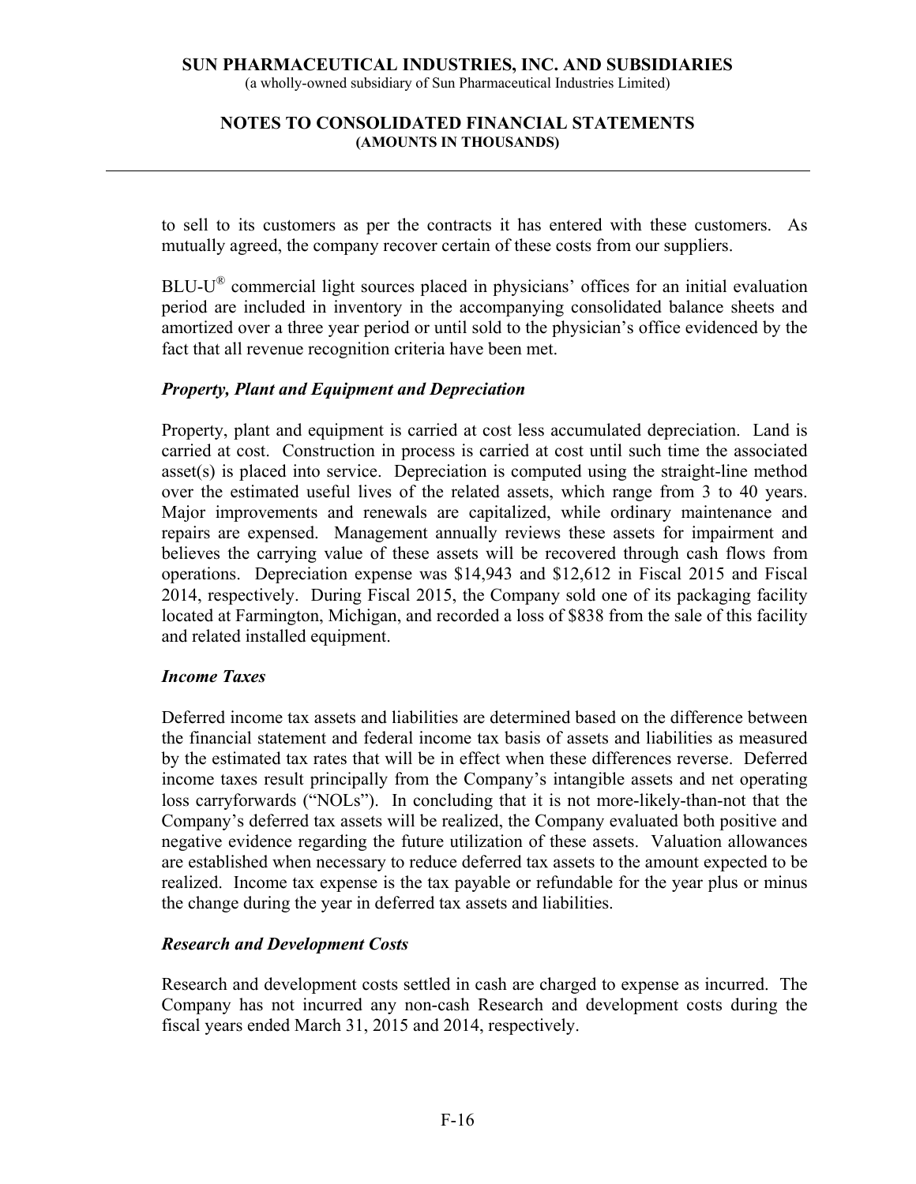to sell to its customers as per the contracts it has entered with these customers. As mutually agreed, the company recover certain of these costs from our suppliers.

BLU-U® commercial light sources placed in physicians' offices for an initial evaluation period are included in inventory in the accompanying consolidated balance sheets and amortized over a three year period or until sold to the physician's office evidenced by the fact that all revenue recognition criteria have been met.

***Property, Plant and Equipment and Depreciation***

Property, plant and equipment is carried at cost less accumulated depreciation. Land is carried at cost. Construction in process is carried at cost until such time the associated asset(s) is placed into service. Depreciation is computed using the straight-line method over the estimated useful lives of the related assets, which range from 3 to 40 years. Major improvements and renewals are capitalized, while ordinary maintenance and repairs are expensed. Management annually reviews these assets for impairment and believes the carrying value of these assets will be recovered through cash flows from operations. Depreciation expense was $14,943 and $12,612 in Fiscal 2015 and Fiscal 2014, respectively. During Fiscal 2015, the Company sold one of its packaging facility located at Farmington, Michigan, and recorded a loss of $838 from the sale of this facility and related installed equipment.

***Income Taxes***

Deferred income tax assets and liabilities are determined based on the difference between the financial statement and federal income tax basis of assets and liabilities as measured by the estimated tax rates that will be in effect when these differences reverse. Deferred income taxes result principally from the Company's intangible assets and net operating loss carryforwards ("NOLs"). In concluding that it is not more-likely-than-not that the Company's deferred tax assets will be realized, the Company evaluated both positive and negative evidence regarding the future utilization of these assets. Valuation allowances are established when necessary to reduce deferred tax assets to the amount expected to be realized. Income tax expense is the tax payable or refundable for the year plus or minus the change during the year in deferred tax assets and liabilities.

***Research and Development Costs***

Research and development costs settled in cash are charged to expense as incurred. The Company has not incurred any non-cash Research and development costs during the fiscal years ended March 31, 2015 and 2014, respectively.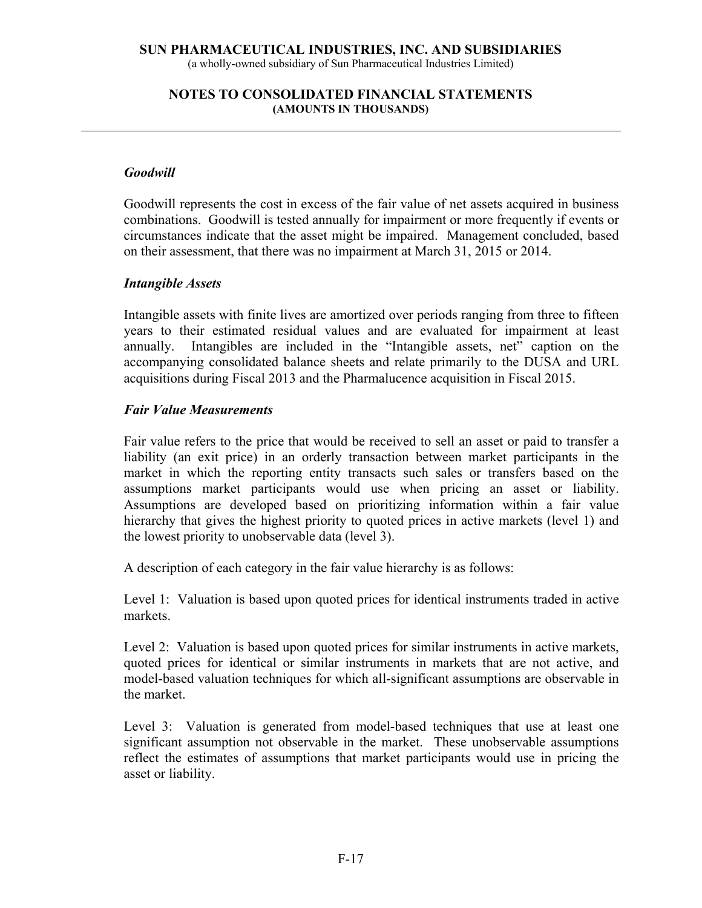### *Goodwill*

Goodwill represents the cost in excess of the fair value of net assets acquired in business combinations. Goodwill is tested annually for impairment or more frequently if events or circumstances indicate that the asset might be impaired. Management concluded, based on their assessment, that there was no impairment at March 31, 2015 or 2014.

### *Intangible Assets*

Intangible assets with finite lives are amortized over periods ranging from three to fifteen years to their estimated residual values and are evaluated for impairment at least annually. Intangibles are included in the "Intangible assets, net" caption on the accompanying consolidated balance sheets and relate primarily to the DUSA and URL acquisitions during Fiscal 2013 and the Pharmalucence acquisition in Fiscal 2015.

### *Fair Value Measurements*

Fair value refers to the price that would be received to sell an asset or paid to transfer a liability (an exit price) in an orderly transaction between market participants in the market in which the reporting entity transacts such sales or transfers based on the assumptions market participants would use when pricing an asset or liability. Assumptions are developed based on prioritizing information within a fair value hierarchy that gives the highest priority to quoted prices in active markets (level 1) and the lowest priority to unobservable data (level 3).

A description of each category in the fair value hierarchy is as follows:

Level 1: Valuation is based upon quoted prices for identical instruments traded in active markets.

Level 2: Valuation is based upon quoted prices for similar instruments in active markets, quoted prices for identical or similar instruments in markets that are not active, and model-based valuation techniques for which all-significant assumptions are observable in the market.

Level 3: Valuation is generated from model-based techniques that use at least one significant assumption not observable in the market. These unobservable assumptions reflect the estimates of assumptions that market participants would use in pricing the asset or liability.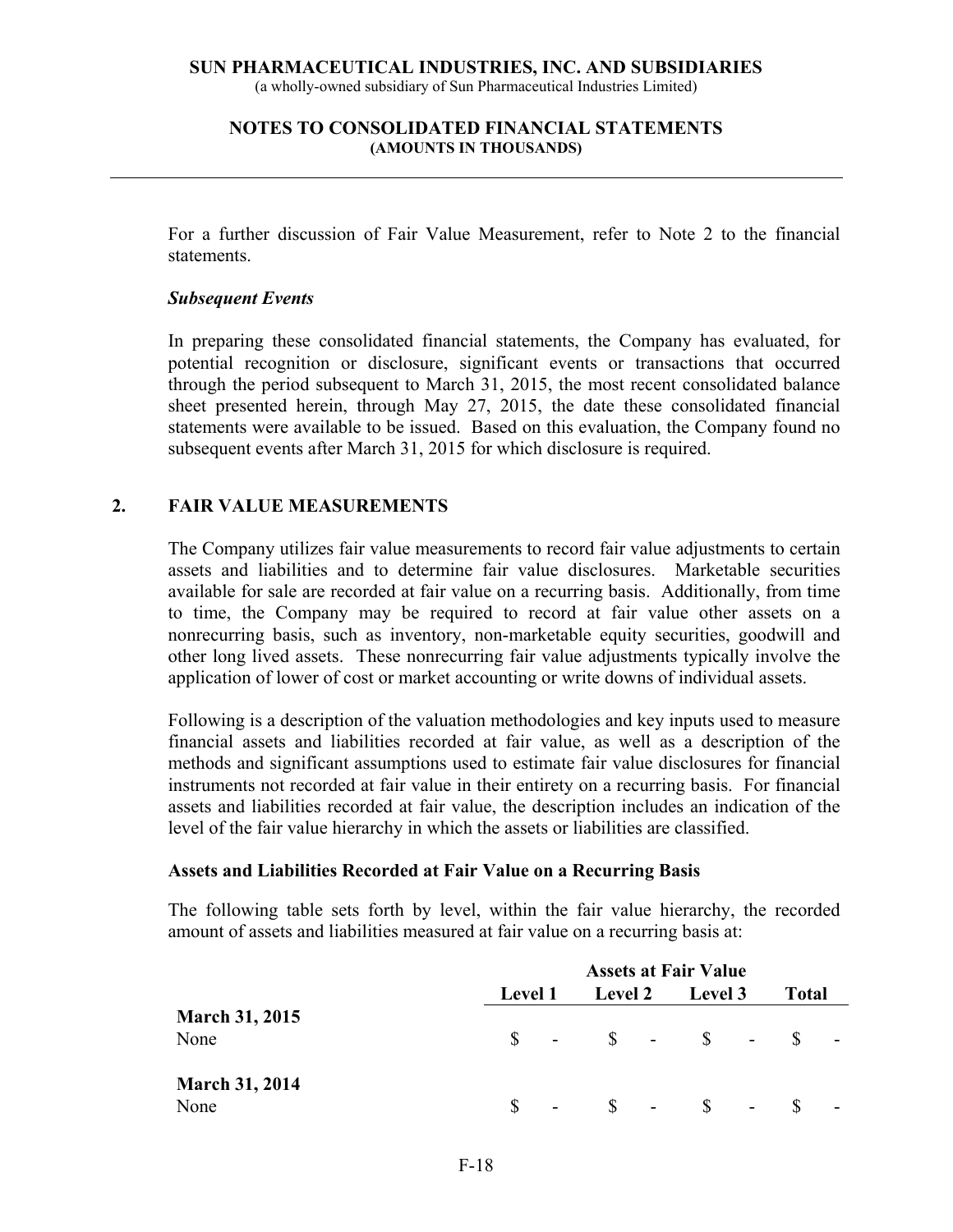For a further discussion of Fair Value Measurement, refer to Note 2 to the financial statements.

***Subsequent Events***

In preparing these consolidated financial statements, the Company has evaluated, for potential recognition or disclosure, significant events or transactions that occurred through the period subsequent to March 31, 2015, the most recent consolidated balance sheet presented herein, through May 27, 2015, the date these consolidated financial statements were available to be issued. Based on this evaluation, the Company found no subsequent events after March 31, 2015 for which disclosure is required.

## 2. FAIR VALUE MEASUREMENTS

The Company utilizes fair value measurements to record fair value adjustments to certain assets and liabilities and to determine fair value disclosures. Marketable securities available for sale are recorded at fair value on a recurring basis. Additionally, from time to time, the Company may be required to record at fair value other assets on a nonrecurring basis, such as inventory, non-marketable equity securities, goodwill and other long lived assets. These nonrecurring fair value adjustments typically involve the application of lower of cost or market accounting or write downs of individual assets.

Following is a description of the valuation methodologies and key inputs used to measure financial assets and liabilities recorded at fair value, as well as a description of the methods and significant assumptions used to estimate fair value disclosures for financial instruments not recorded at fair value in their entirety on a recurring basis. For financial assets and liabilities recorded at fair value, the description includes an indication of the level of the fair value hierarchy in which the assets or liabilities are classified.

**Assets and Liabilities Recorded at Fair Value on a Recurring Basis**

The following table sets forth by level, within the fair value hierarchy, the recorded amount of assets and liabilities measured at fair value on a recurring basis at:

| | Assets at Fair Value | | | |
|---|---|---|---|---|
| | Level 1 | Level 2 | Level 3 | Total |
| **March 31, 2015** | | | | |
| None | $ - | $ - | $ - | $ - |
| **March 31, 2014** | | | | |
| None | $ - | $ - | $ - | $ - |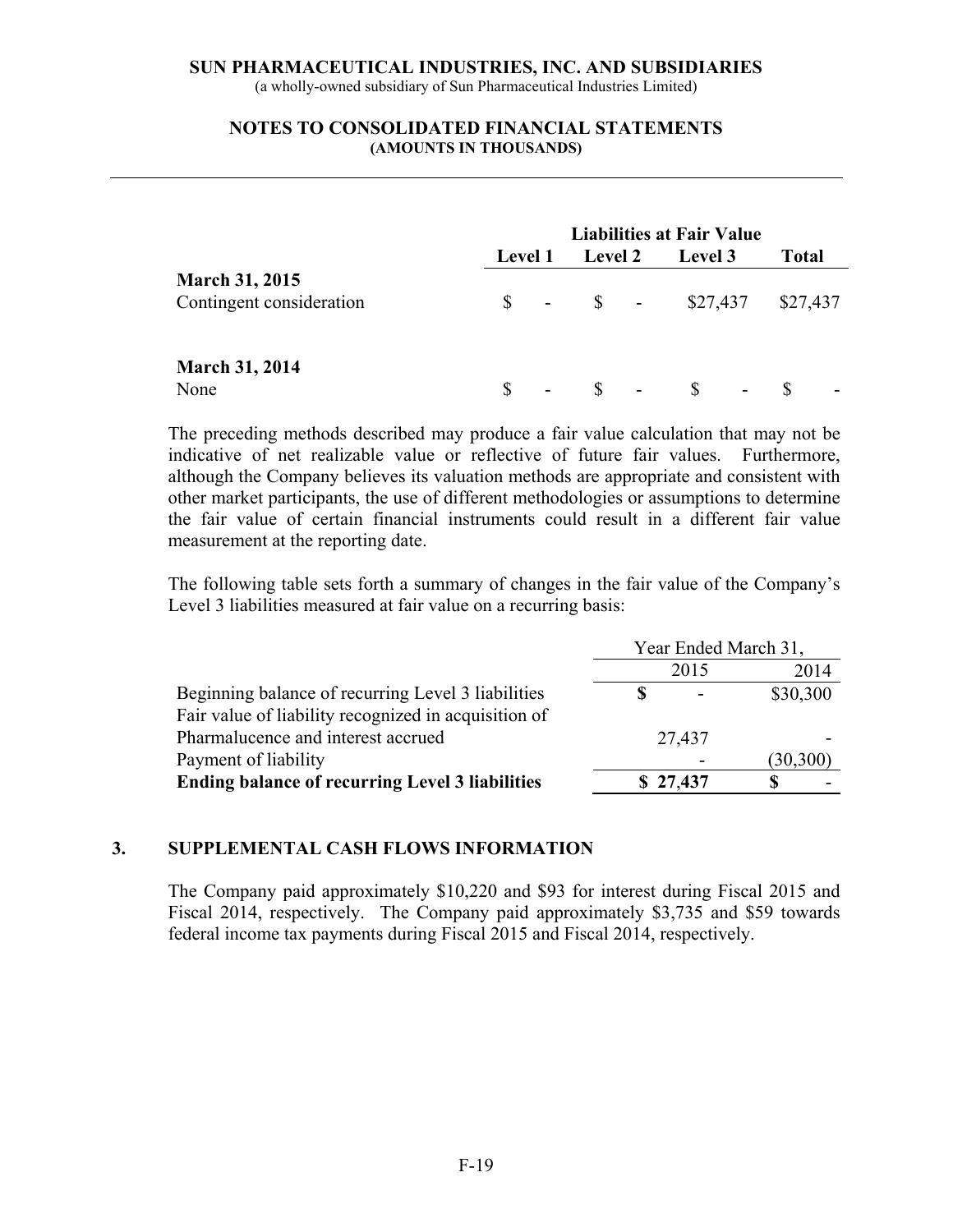| | Liabilities at Fair Value | | | |
|---|---|---|---|---|
| | Level 1 | Level 2 | Level 3 | Total |
| **March 31, 2015** | | | | |
| Contingent consideration | $ - | $ - | $27,437 | $27,437 |
| **March 31, 2014** | | | | |
| None | $ - | $ - | $ - | $ - |

The preceding methods described may produce a fair value calculation that may not be indicative of net realizable value or reflective of future fair values. Furthermore, although the Company believes its valuation methods are appropriate and consistent with other market participants, the use of different methodologies or assumptions to determine the fair value of certain financial instruments could result in a different fair value measurement at the reporting date.

The following table sets forth a summary of changes in the fair value of the Company's Level 3 liabilities measured at fair value on a recurring basis:

| | Year Ended March 31, | |
|---|---|---|
| | 2015 | 2014 |
| Beginning balance of recurring Level 3 liabilities | **$** - | $30,300 |
| Fair value of liability recognized in acquisition of Pharmalucence and interest accrued | 27,437 | - |
| Payment of liability | - | (30,300) |
| **Ending balance of recurring Level 3 liabilities** | **$ 27,437** | **$** - |

## 3. SUPPLEMENTAL CASH FLOWS INFORMATION

The Company paid approximately $10,220 and $93 for interest during Fiscal 2015 and Fiscal 2014, respectively. The Company paid approximately $3,735 and $59 towards federal income tax payments during Fiscal 2015 and Fiscal 2014, respectively.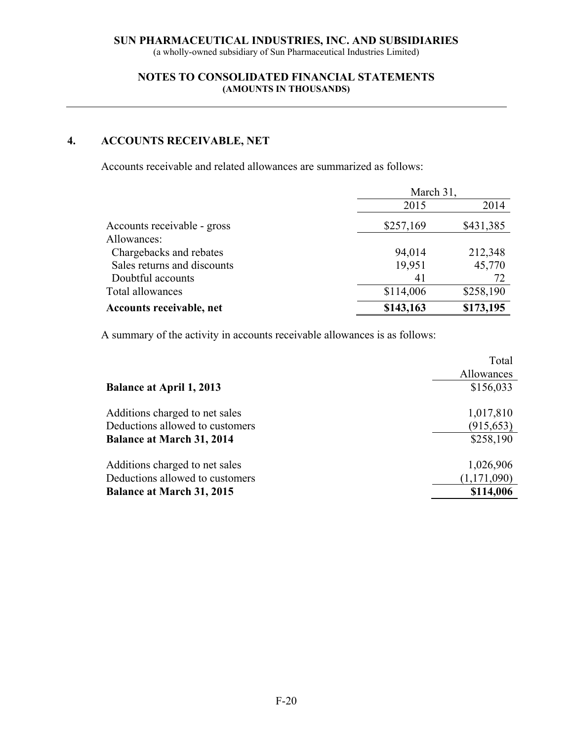SUN PHARMACEUTICAL INDUSTRIES, INC. AND SUBSIDIARIES
(a wholly-owned subsidiary of Sun Pharmaceutical Industries Limited)

NOTES TO CONSOLIDATED FINANCIAL STATEMENTS
(AMOUNTS IN THOUSANDS)

## 4. ACCOUNTS RECEIVABLE, NET

Accounts receivable and related allowances are summarized as follows:

| | March 31, | |
|---|---|---|
| | 2015 | 2014 |
| Accounts receivable - gross | $257,169 | $431,385 |
| Allowances: | | |
| Chargebacks and rebates | 94,014 | 212,348 |
| Sales returns and discounts | 19,951 | 45,770 |
| Doubtful accounts | 41 | 72 |
| Total allowances | $114,006 | $258,190 |
| **Accounts receivable, net** | **$143,163** | **$173,195** |

A summary of the activity in accounts receivable allowances is as follows:

| | Total Allowances |
|---|---|
| **Balance at April 1, 2013** | $156,033 |
| Additions charged to net sales | 1,017,810 |
| Deductions allowed to customers | (915,653) |
| **Balance at March 31, 2014** | $258,190 |
| Additions charged to net sales | 1,026,906 |
| Deductions allowed to customers | (1,171,090) |
| **Balance at March 31, 2015** | **$114,006** |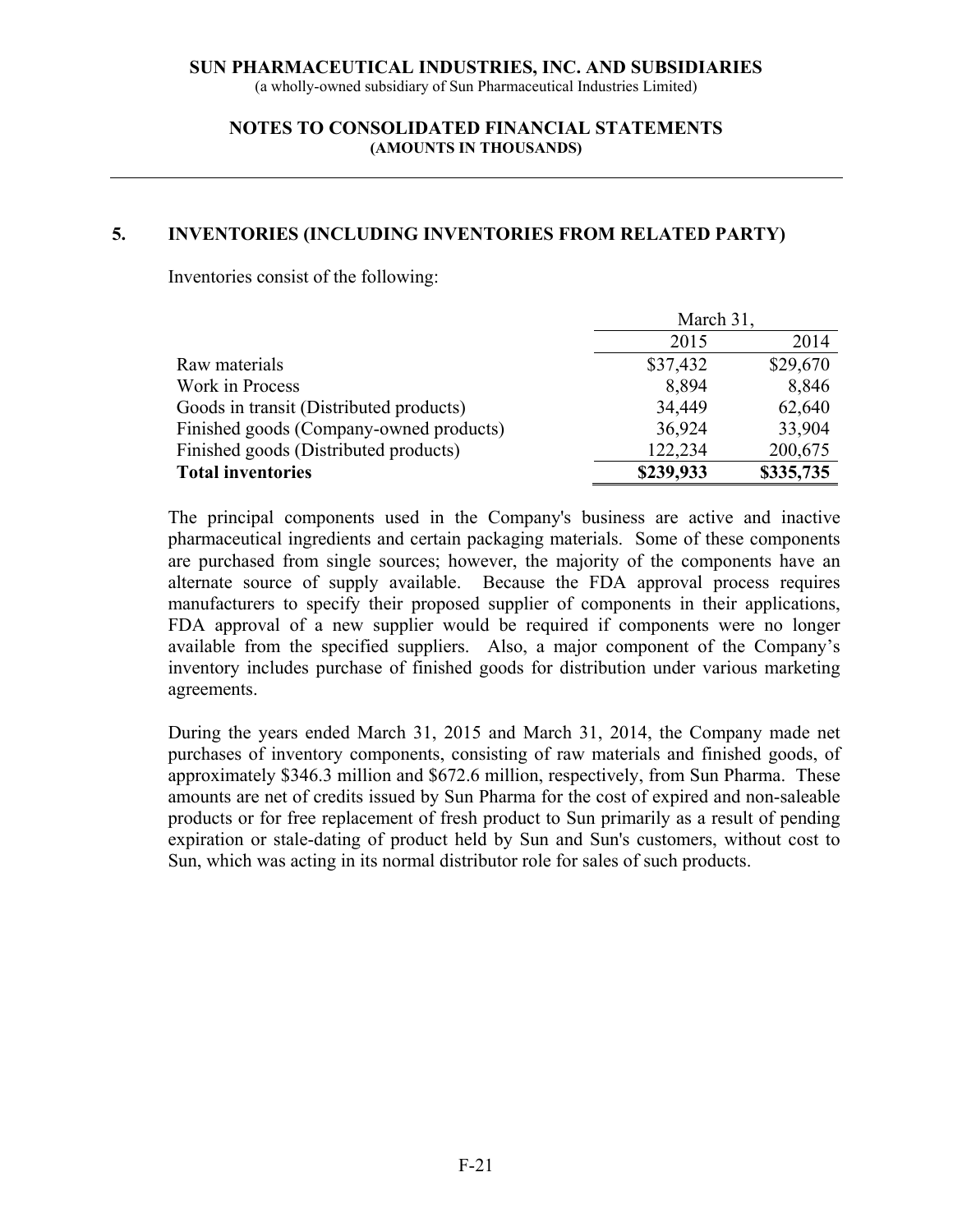## 5. INVENTORIES (INCLUDING INVENTORIES FROM RELATED PARTY)

Inventories consist of the following:

| | March 31, | |
|---|---|---|
| | 2015 | 2014 |
| Raw materials | $37,432 | $29,670 |
| Work in Process | 8,894 | 8,846 |
| Goods in transit (Distributed products) | 34,449 | 62,640 |
| Finished goods (Company-owned products) | 36,924 | 33,904 |
| Finished goods (Distributed products) | 122,234 | 200,675 |
| **Total inventories** | **$239,933** | **$335,735** |

The principal components used in the Company's business are active and inactive pharmaceutical ingredients and certain packaging materials. Some of these components are purchased from single sources; however, the majority of the components have an alternate source of supply available. Because the FDA approval process requires manufacturers to specify their proposed supplier of components in their applications, FDA approval of a new supplier would be required if components were no longer available from the specified suppliers. Also, a major component of the Company's inventory includes purchase of finished goods for distribution under various marketing agreements.

During the years ended March 31, 2015 and March 31, 2014, the Company made net purchases of inventory components, consisting of raw materials and finished goods, of approximately $346.3 million and $672.6 million, respectively, from Sun Pharma. These amounts are net of credits issued by Sun Pharma for the cost of expired and non-saleable products or for free replacement of fresh product to Sun primarily as a result of pending expiration or stale-dating of product held by Sun and Sun's customers, without cost to Sun, which was acting in its normal distributor role for sales of such products.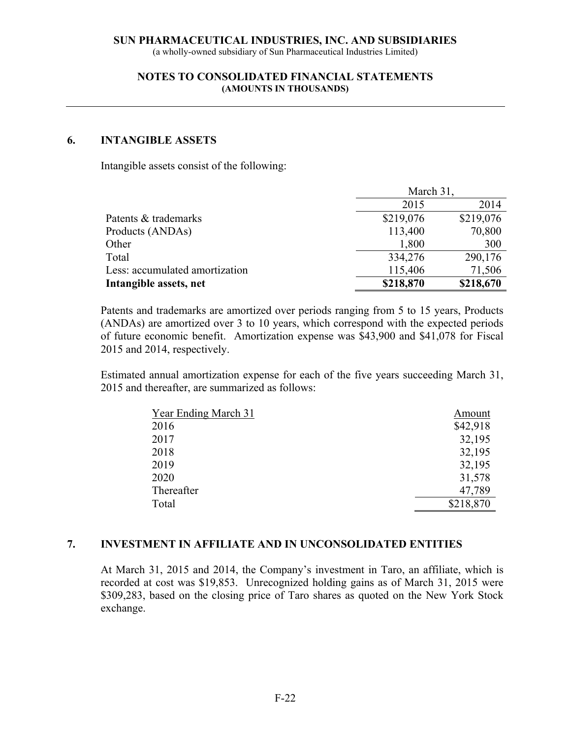## 6. INTANGIBLE ASSETS

Intangible assets consist of the following:

| | March 31, | |
|---|---|---|
| | 2015 | 2014 |
| Patents & trademarks | $219,076 | $219,076 |
| Products (ANDAs) | 113,400 | 70,800 |
| Other | 1,800 | 300 |
| Total | 334,276 | 290,176 |
| Less: accumulated amortization | 115,406 | 71,506 |
| **Intangible assets, net** | **$218,870** | **$218,670** |

Patents and trademarks are amortized over periods ranging from 5 to 15 years, Products (ANDAs) are amortized over 3 to 10 years, which correspond with the expected periods of future economic benefit. Amortization expense was $43,900 and $41,078 for Fiscal 2015 and 2014, respectively.

Estimated annual amortization expense for each of the five years succeeding March 31, 2015 and thereafter, are summarized as follows:

| Year Ending March 31 | Amount |
|---|---|
| 2016 | $42,918 |
| 2017 | 32,195 |
| 2018 | 32,195 |
| 2019 | 32,195 |
| 2020 | 31,578 |
| Thereafter | 47,789 |
| Total | $218,870 |

## 7. INVESTMENT IN AFFILIATE AND IN UNCONSOLIDATED ENTITIES

At March 31, 2015 and 2014, the Company's investment in Taro, an affiliate, which is recorded at cost was $19,853. Unrecognized holding gains as of March 31, 2015 were $309,283, based on the closing price of Taro shares as quoted on the New York Stock exchange.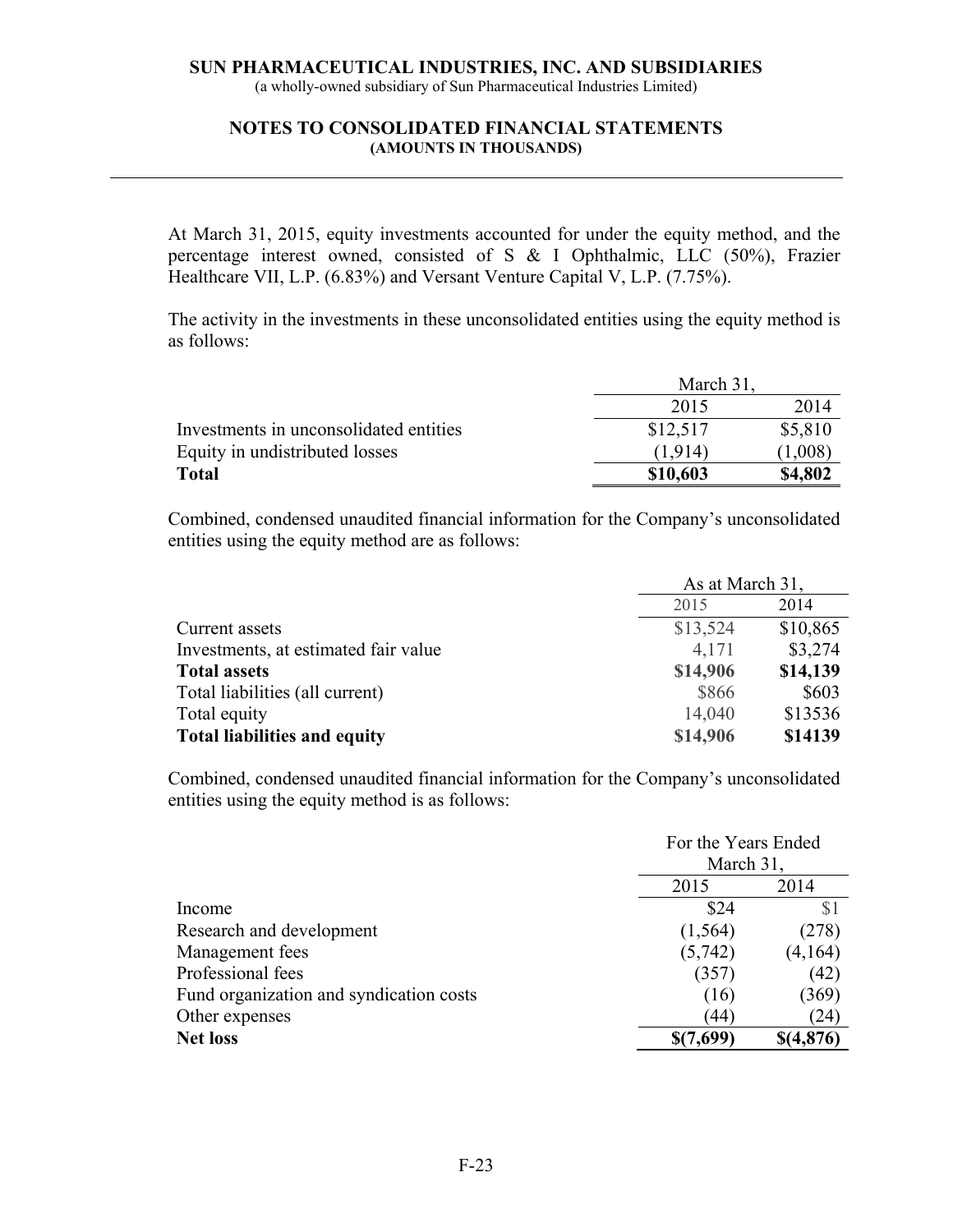SUN PHARMACEUTICAL INDUSTRIES, INC. AND SUBSIDIARIES
(a wholly-owned subsidiary of Sun Pharmaceutical Industries Limited)

**NOTES TO CONSOLIDATED FINANCIAL STATEMENTS**
**(AMOUNTS IN THOUSANDS)**

At March 31, 2015, equity investments accounted for under the equity method, and the percentage interest owned, consisted of S & I Ophthalmic, LLC (50%), Frazier Healthcare VII, L.P. (6.83%) and Versant Venture Capital V, L.P. (7.75%).

The activity in the investments in these unconsolidated entities using the equity method is as follows:

| | March 31, | |
|---|---|---|
| | 2015 | 2014 |
| Investments in unconsolidated entities | $12,517 | $5,810 |
| Equity in undistributed losses | (1,914) | (1,008) |
| **Total** | **$10,603** | **$4,802** |

Combined, condensed unaudited financial information for the Company's unconsolidated entities using the equity method are as follows:

| | As at March 31, | |
|---|---|---|
| | 2015 | 2014 |
| Current assets | $13,524 | $10,865 |
| Investments, at estimated fair value | 4,171 | $3,274 |
| **Total assets** | **$14,906** | **$14,139** |
| Total liabilities (all current) | $866 | $603 |
| Total equity | 14,040 | $13536 |
| **Total liabilities and equity** | **$14,906** | **$14139** |

Combined, condensed unaudited financial information for the Company's unconsolidated entities using the equity method is as follows:

| | For the Years Ended March 31, | |
|---|---|---|
| | 2015 | 2014 |
| Income | $24 | $1 |
| Research and development | (1,564) | (278) |
| Management fees | (5,742) | (4,164) |
| Professional fees | (357) | (42) |
| Fund organization and syndication costs | (16) | (369) |
| Other expenses | (44) | (24) |
| **Net loss** | **$(7,699)** | **$(4,876)** |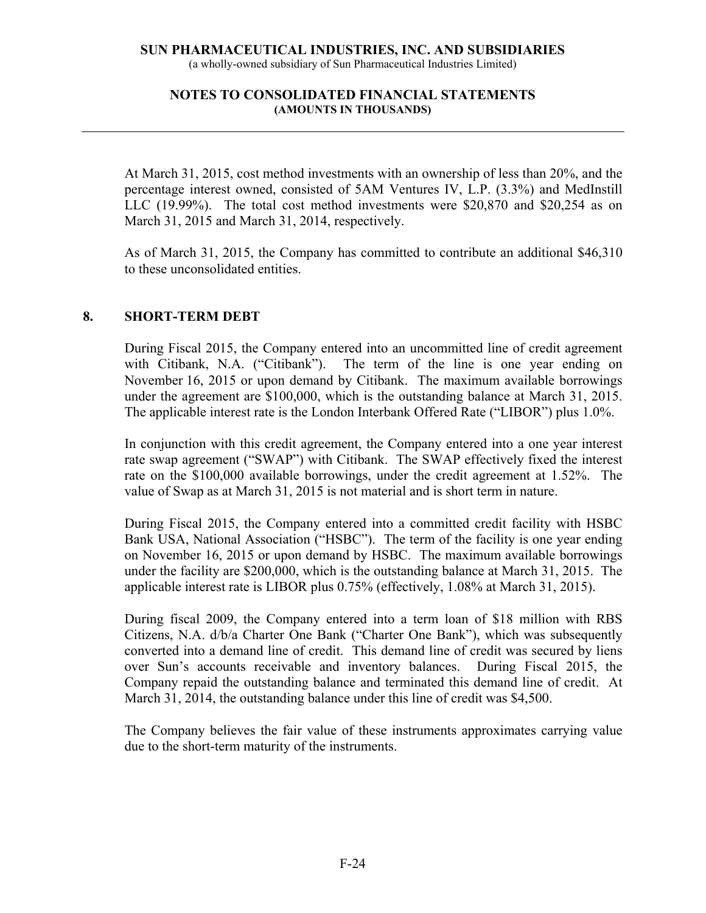At March 31, 2015, cost method investments with an ownership of less than 20%, and the percentage interest owned, consisted of 5AM Ventures IV, L.P. (3.3%) and MedInstill LLC (19.99%). The total cost method investments were $20,870 and $20,254 as on March 31, 2015 and March 31, 2014, respectively.

As of March 31, 2015, the Company has committed to contribute an additional $46,310 to these unconsolidated entities.

## 8. SHORT-TERM DEBT

During Fiscal 2015, the Company entered into an uncommitted line of credit agreement with Citibank, N.A. ("Citibank"). The term of the line is one year ending on November 16, 2015 or upon demand by Citibank. The maximum available borrowings under the agreement are $100,000, which is the outstanding balance at March 31, 2015. The applicable interest rate is the London Interbank Offered Rate ("LIBOR") plus 1.0%.

In conjunction with this credit agreement, the Company entered into a one year interest rate swap agreement ("SWAP") with Citibank. The SWAP effectively fixed the interest rate on the $100,000 available borrowings, under the credit agreement at 1.52%. The value of Swap as at March 31, 2015 is not material and is short term in nature.

During Fiscal 2015, the Company entered into a committed credit facility with HSBC Bank USA, National Association ("HSBC"). The term of the facility is one year ending on November 16, 2015 or upon demand by HSBC. The maximum available borrowings under the facility are $200,000, which is the outstanding balance at March 31, 2015. The applicable interest rate is LIBOR plus 0.75% (effectively, 1.08% at March 31, 2015).

During fiscal 2009, the Company entered into a term loan of $18 million with RBS Citizens, N.A. d/b/a Charter One Bank ("Charter One Bank"), which was subsequently converted into a demand line of credit. This demand line of credit was secured by liens over Sun's accounts receivable and inventory balances. During Fiscal 2015, the Company repaid the outstanding balance and terminated this demand line of credit. At March 31, 2014, the outstanding balance under this line of credit was $4,500.

The Company believes the fair value of these instruments approximates carrying value due to the short-term maturity of the instruments.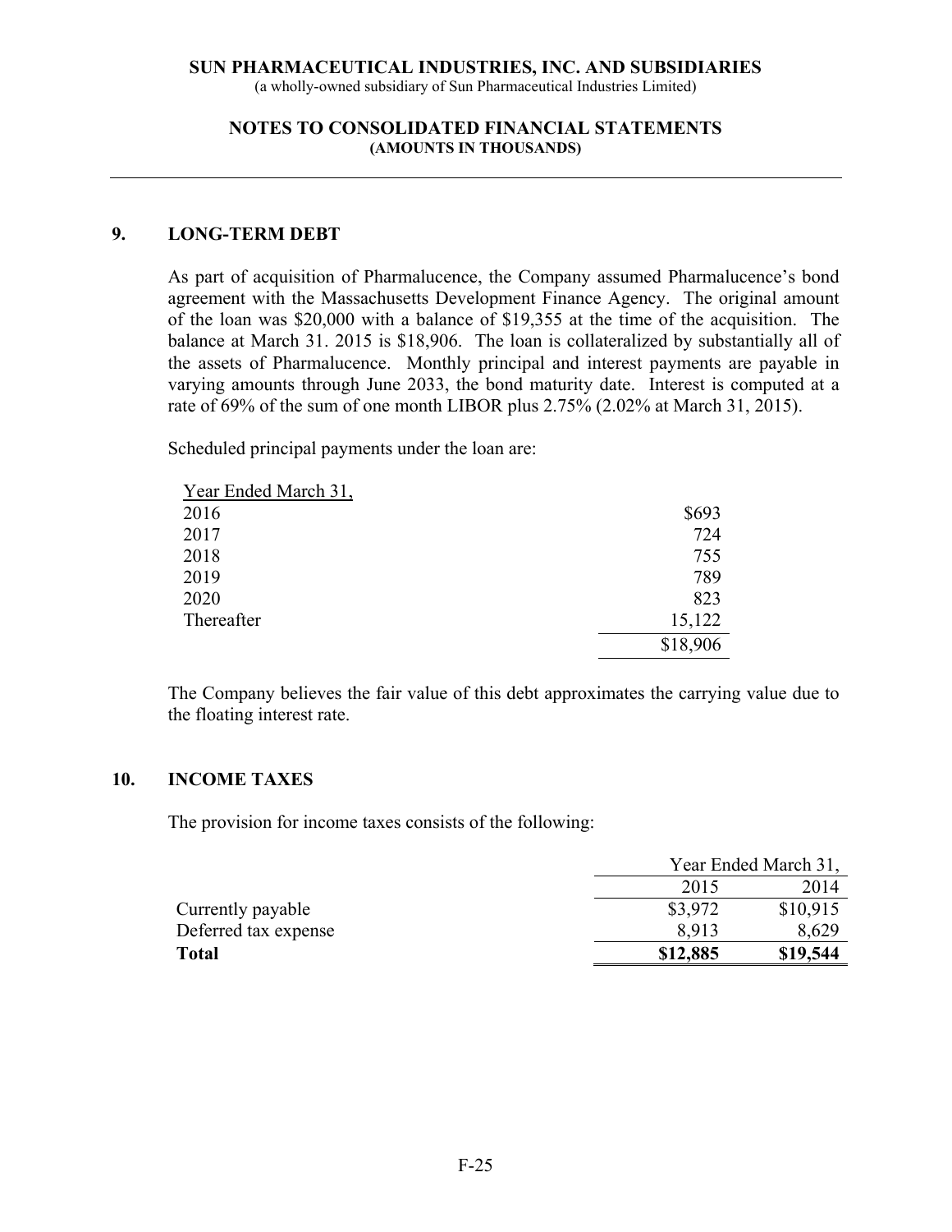**SUN PHARMACEUTICAL INDUSTRIES, INC. AND SUBSIDIARIES**
(a wholly-owned subsidiary of Sun Pharmaceutical Industries Limited)

**NOTES TO CONSOLIDATED FINANCIAL STATEMENTS**
**(AMOUNTS IN THOUSANDS)**

## 9. LONG-TERM DEBT

As part of acquisition of Pharmalucence, the Company assumed Pharmalucence's bond agreement with the Massachusetts Development Finance Agency. The original amount of the loan was $20,000 with a balance of $19,355 at the time of the acquisition. The balance at March 31. 2015 is $18,906. The loan is collateralized by substantially all of the assets of Pharmalucence. Monthly principal and interest payments are payable in varying amounts through June 2033, the bond maturity date. Interest is computed at a rate of 69% of the sum of one month LIBOR plus 2.75% (2.02% at March 31, 2015).

Scheduled principal payments under the loan are:

| Year Ended March 31, | |
|---|---|
| 2016 | $693 |
| 2017 | 724 |
| 2018 | 755 |
| 2019 | 789 |
| 2020 | 823 |
| Thereafter | 15,122 |
| | $18,906 |

The Company believes the fair value of this debt approximates the carrying value due to the floating interest rate.

## 10. INCOME TAXES

The provision for income taxes consists of the following:

| | Year Ended March 31, | |
|---|---|---|
| | 2015 | 2014 |
| Currently payable | $3,972 | $10,915 |
| Deferred tax expense | 8,913 | 8,629 |
| **Total** | **$12,885** | **$19,544** |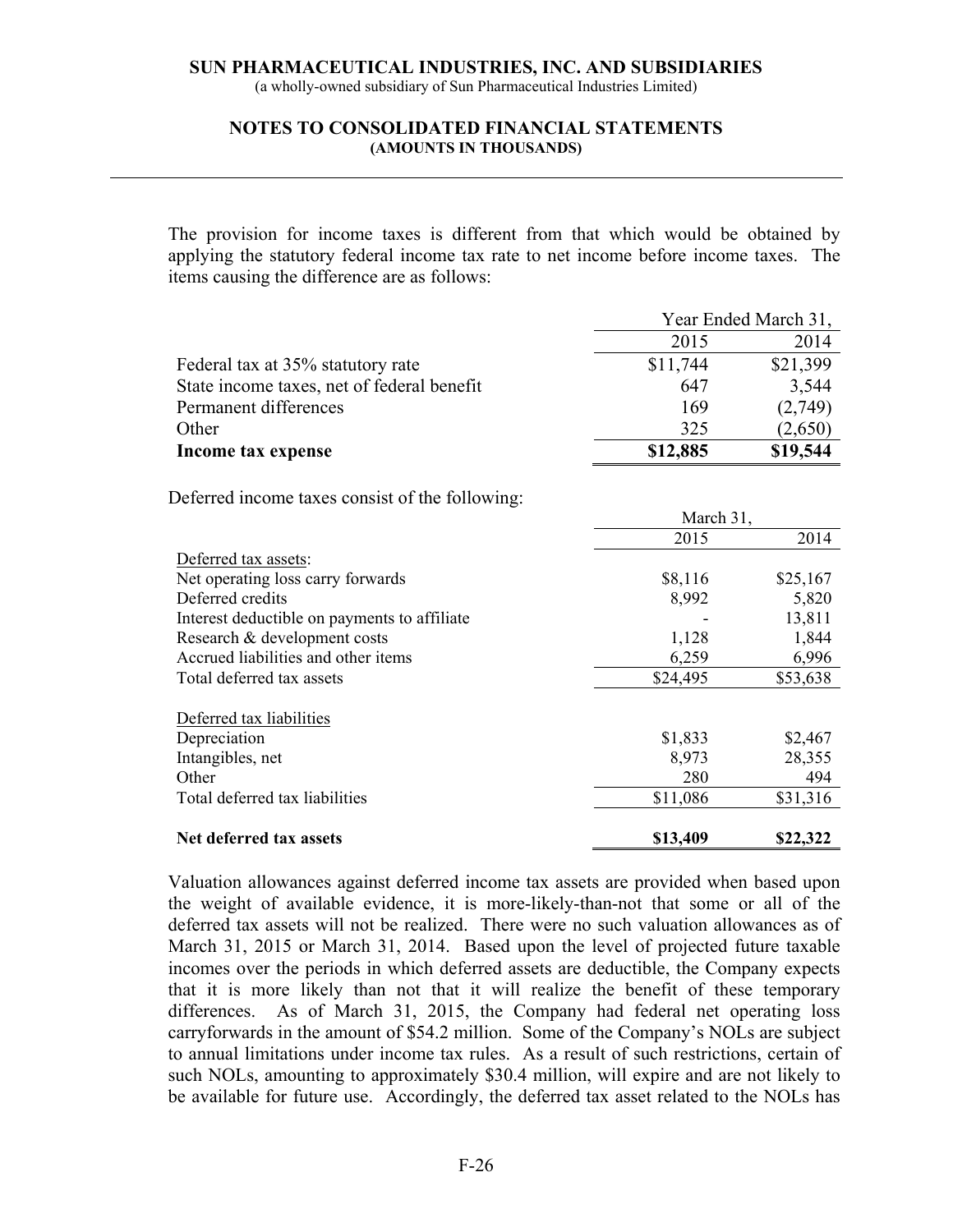The provision for income taxes is different from that which would be obtained by applying the statutory federal income tax rate to net income before income taxes. The items causing the difference are as follows:

| | Year Ended March 31, | |
|---|---|---|
| | 2015 | 2014 |
| Federal tax at 35% statutory rate | \$11,744 | \$21,399 |
| State income taxes, net of federal benefit | 647 | 3,544 |
| Permanent differences | 169 | (2,749) |
| Other | 325 | (2,650) |
| **Income tax expense** | **\$12,885** | **\$19,544** |

Deferred income taxes consist of the following:

| | March 31, | |
|---|---|---|
| | 2015 | 2014 |
| Deferred tax assets: | | |
| Net operating loss carry forwards | \$8,116 | \$25,167 |
| Deferred credits | 8,992 | 5,820 |
| Interest deductible on payments to affiliate | - | 13,811 |
| Research & development costs | 1,128 | 1,844 |
| Accrued liabilities and other items | 6,259 | 6,996 |
| Total deferred tax assets | \$24,495 | \$53,638 |
| | | |
| Deferred tax liabilities | | |
| Depreciation | \$1,833 | \$2,467 |
| Intangibles, net | 8,973 | 28,355 |
| Other | 280 | 494 |
| Total deferred tax liabilities | \$11,086 | \$31,316 |
| | | |
| **Net deferred tax assets** | **\$13,409** | **\$22,322** |

Valuation allowances against deferred income tax assets are provided when based upon the weight of available evidence, it is more-likely-than-not that some or all of the deferred tax assets will not be realized. There were no such valuation allowances as of March 31, 2015 or March 31, 2014. Based upon the level of projected future taxable incomes over the periods in which deferred assets are deductible, the Company expects that it is more likely than not that it will realize the benefit of these temporary differences. As of March 31, 2015, the Company had federal net operating loss carryforwards in the amount of \$54.2 million. Some of the Company's NOLs are subject to annual limitations under income tax rules. As a result of such restrictions, certain of such NOLs, amounting to approximately \$30.4 million, will expire and are not likely to be available for future use. Accordingly, the deferred tax asset related to the NOLs has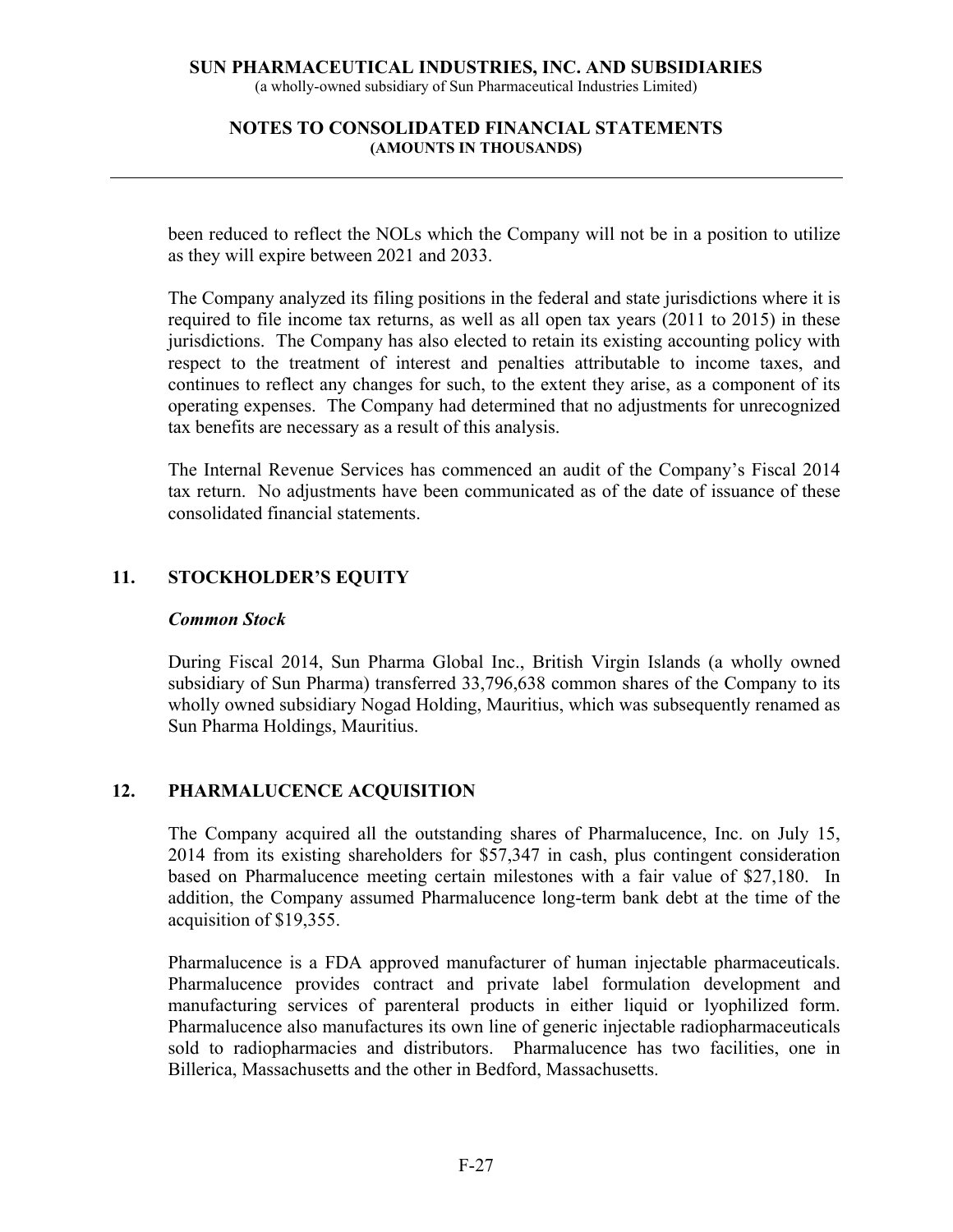been reduced to reflect the NOLs which the Company will not be in a position to utilize as they will expire between 2021 and 2033.

The Company analyzed its filing positions in the federal and state jurisdictions where it is required to file income tax returns, as well as all open tax years (2011 to 2015) in these jurisdictions. The Company has also elected to retain its existing accounting policy with respect to the treatment of interest and penalties attributable to income taxes, and continues to reflect any changes for such, to the extent they arise, as a component of its operating expenses. The Company had determined that no adjustments for unrecognized tax benefits are necessary as a result of this analysis.

The Internal Revenue Services has commenced an audit of the Company's Fiscal 2014 tax return. No adjustments have been communicated as of the date of issuance of these consolidated financial statements.

## 11. STOCKHOLDER'S EQUITY

### *Common Stock*

During Fiscal 2014, Sun Pharma Global Inc., British Virgin Islands (a wholly owned subsidiary of Sun Pharma) transferred 33,796,638 common shares of the Company to its wholly owned subsidiary Nogad Holding, Mauritius, which was subsequently renamed as Sun Pharma Holdings, Mauritius.

## 12. PHARMALUCENCE ACQUISITION

The Company acquired all the outstanding shares of Pharmalucence, Inc. on July 15, 2014 from its existing shareholders for $57,347 in cash, plus contingent consideration based on Pharmalucence meeting certain milestones with a fair value of $27,180. In addition, the Company assumed Pharmalucence long-term bank debt at the time of the acquisition of $19,355.

Pharmalucence is a FDA approved manufacturer of human injectable pharmaceuticals. Pharmalucence provides contract and private label formulation development and manufacturing services of parenteral products in either liquid or lyophilized form. Pharmalucence also manufactures its own line of generic injectable radiopharmaceuticals sold to radiopharmacies and distributors. Pharmalucence has two facilities, one in Billerica, Massachusetts and the other in Bedford, Massachusetts.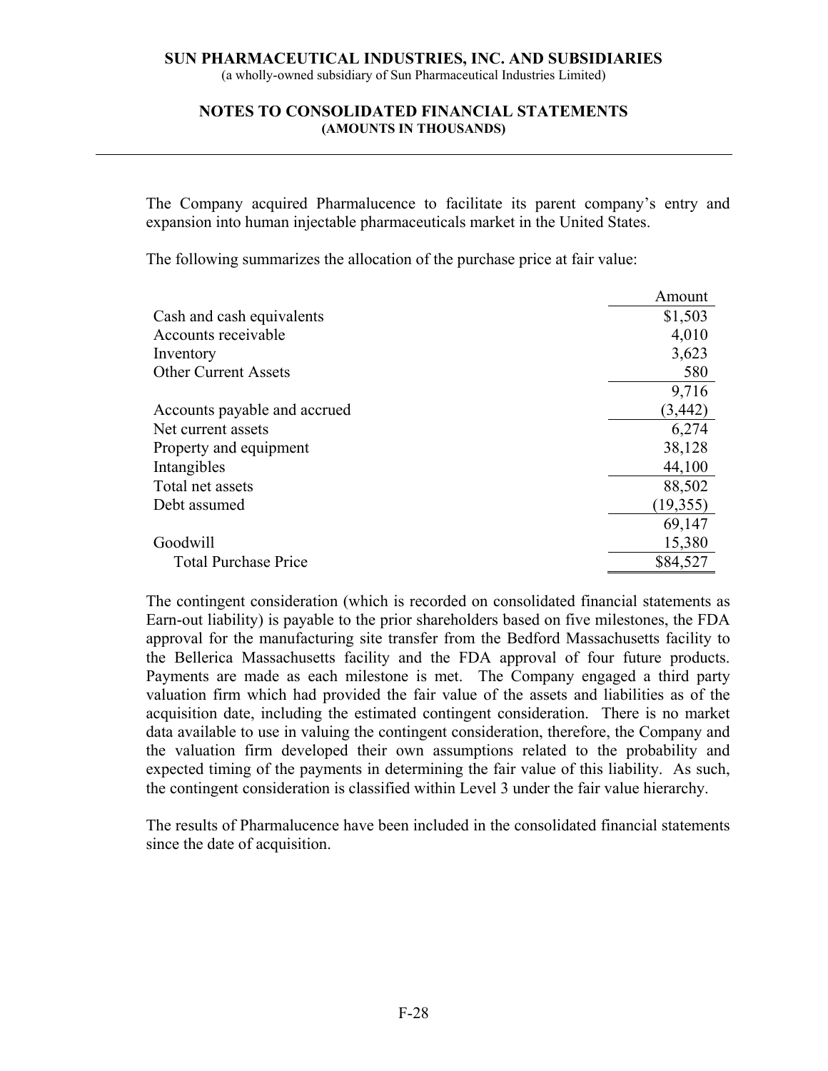The Company acquired Pharmalucence to facilitate its parent company's entry and expansion into human injectable pharmaceuticals market in the United States.

The following summarizes the allocation of the purchase price at fair value:

| | Amount |
|---|---|
| Cash and cash equivalents | $1,503 |
| Accounts receivable | 4,010 |
| Inventory | 3,623 |
| Other Current Assets | 580 |
| | 9,716 |
| Accounts payable and accrued | (3,442) |
| Net current assets | 6,274 |
| Property and equipment | 38,128 |
| Intangibles | 44,100 |
| Total net assets | 88,502 |
| Debt assumed | (19,355) |
| | 69,147 |
| Goodwill | 15,380 |
| Total Purchase Price | $84,527 |

The contingent consideration (which is recorded on consolidated financial statements as Earn-out liability) is payable to the prior shareholders based on five milestones, the FDA approval for the manufacturing site transfer from the Bedford Massachusetts facility to the Bellerica Massachusetts facility and the FDA approval of four future products. Payments are made as each milestone is met. The Company engaged a third party valuation firm which had provided the fair value of the assets and liabilities as of the acquisition date, including the estimated contingent consideration. There is no market data available to use in valuing the contingent consideration, therefore, the Company and the valuation firm developed their own assumptions related to the probability and expected timing of the payments in determining the fair value of this liability. As such, the contingent consideration is classified within Level 3 under the fair value hierarchy.

The results of Pharmalucence have been included in the consolidated financial statements since the date of acquisition.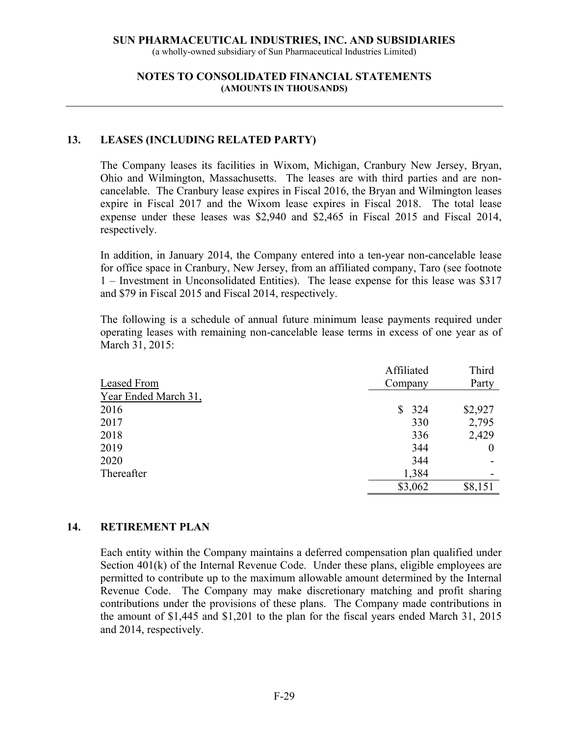**SUN PHARMACEUTICAL INDUSTRIES, INC. AND SUBSIDIARIES**
(a wholly-owned subsidiary of Sun Pharmaceutical Industries Limited)

**NOTES TO CONSOLIDATED FINANCIAL STATEMENTS**
**(AMOUNTS IN THOUSANDS)**

## 13. LEASES (INCLUDING RELATED PARTY)

The Company leases its facilities in Wixom, Michigan, Cranbury New Jersey, Bryan, Ohio and Wilmington, Massachusetts. The leases are with third parties and are non-cancelable. The Cranbury lease expires in Fiscal 2016, the Bryan and Wilmington leases expire in Fiscal 2017 and the Wixom lease expires in Fiscal 2018. The total lease expense under these leases was $2,940 and $2,465 in Fiscal 2015 and Fiscal 2014, respectively.

In addition, in January 2014, the Company entered into a ten-year non-cancelable lease for office space in Cranbury, New Jersey, from an affiliated company, Taro (see footnote 1 – Investment in Unconsolidated Entities). The lease expense for this lease was $317 and $79 in Fiscal 2015 and Fiscal 2014, respectively.

The following is a schedule of annual future minimum lease payments required under operating leases with remaining non-cancelable lease terms in excess of one year as of March 31, 2015:

| Leased From | Affiliated Company | Third Party |
|---|---|---|
| Year Ended March 31, | | |
| 2016 | $ 324 | $2,927 |
| 2017 | 330 | 2,795 |
| 2018 | 336 | 2,429 |
| 2019 | 344 | 0 |
| 2020 | 344 | - |
| Thereafter | 1,384 | - |
| | $3,062 | $8,151 |

## 14. RETIREMENT PLAN

Each entity within the Company maintains a deferred compensation plan qualified under Section 401(k) of the Internal Revenue Code. Under these plans, eligible employees are permitted to contribute up to the maximum allowable amount determined by the Internal Revenue Code. The Company may make discretionary matching and profit sharing contributions under the provisions of these plans. The Company made contributions in the amount of $1,445 and $1,201 to the plan for the fiscal years ended March 31, 2015 and 2014, respectively.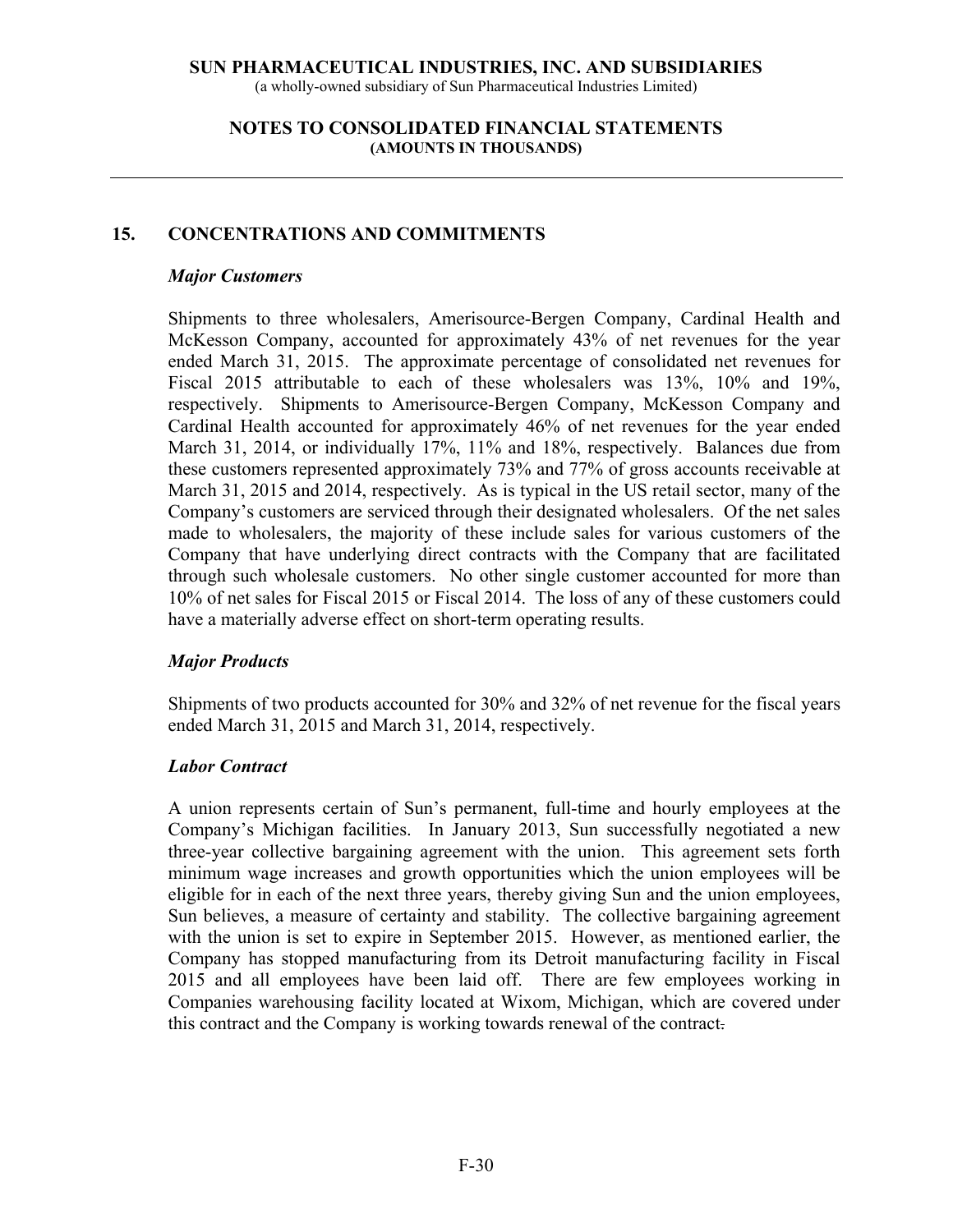## 15. CONCENTRATIONS AND COMMITMENTS

### *Major Customers*

Shipments to three wholesalers, Amerisource-Bergen Company, Cardinal Health and McKesson Company, accounted for approximately 43% of net revenues for the year ended March 31, 2015. The approximate percentage of consolidated net revenues for Fiscal 2015 attributable to each of these wholesalers was 13%, 10% and 19%, respectively. Shipments to Amerisource-Bergen Company, McKesson Company and Cardinal Health accounted for approximately 46% of net revenues for the year ended March 31, 2014, or individually 17%, 11% and 18%, respectively. Balances due from these customers represented approximately 73% and 77% of gross accounts receivable at March 31, 2015 and 2014, respectively. As is typical in the US retail sector, many of the Company's customers are serviced through their designated wholesalers. Of the net sales made to wholesalers, the majority of these include sales for various customers of the Company that have underlying direct contracts with the Company that are facilitated through such wholesale customers. No other single customer accounted for more than 10% of net sales for Fiscal 2015 or Fiscal 2014. The loss of any of these customers could have a materially adverse effect on short-term operating results.

### *Major Products*

Shipments of two products accounted for 30% and 32% of net revenue for the fiscal years ended March 31, 2015 and March 31, 2014, respectively.

### *Labor Contract*

A union represents certain of Sun's permanent, full-time and hourly employees at the Company's Michigan facilities. In January 2013, Sun successfully negotiated a new three-year collective bargaining agreement with the union. This agreement sets forth minimum wage increases and growth opportunities which the union employees will be eligible for in each of the next three years, thereby giving Sun and the union employees, Sun believes, a measure of certainty and stability. The collective bargaining agreement with the union is set to expire in September 2015. However, as mentioned earlier, the Company has stopped manufacturing from its Detroit manufacturing facility in Fiscal 2015 and all employees have been laid off. There are few employees working in Companies warehousing facility located at Wixom, Michigan, which are covered under this contract and the Company is working towards renewal of the contract.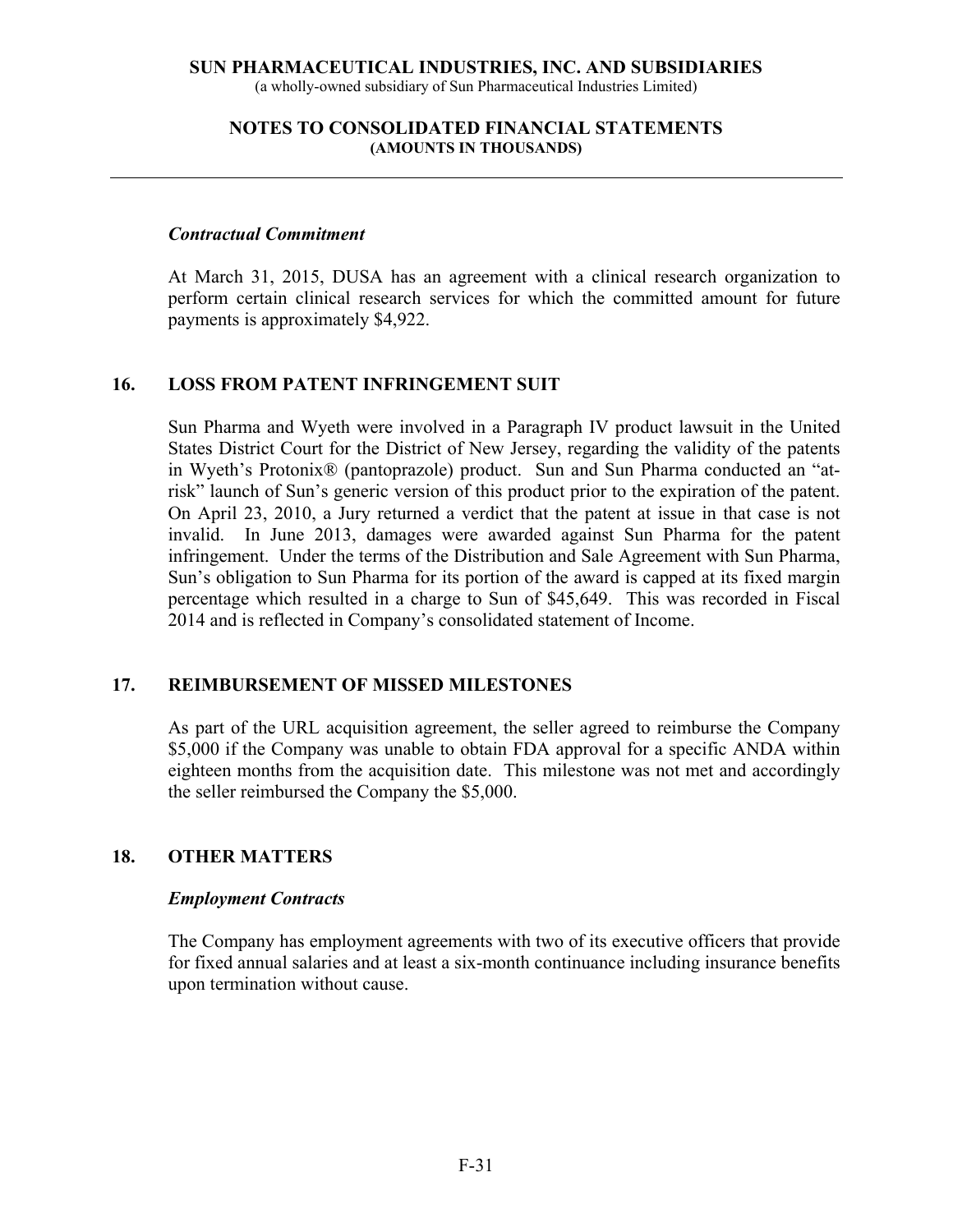### *Contractual Commitment*

At March 31, 2015, DUSA has an agreement with a clinical research organization to perform certain clinical research services for which the committed amount for future payments is approximately $4,922.

## 16. LOSS FROM PATENT INFRINGEMENT SUIT

Sun Pharma and Wyeth were involved in a Paragraph IV product lawsuit in the United States District Court for the District of New Jersey, regarding the validity of the patents in Wyeth's Protonix® (pantoprazole) product. Sun and Sun Pharma conducted an "at-risk" launch of Sun's generic version of this product prior to the expiration of the patent. On April 23, 2010, a Jury returned a verdict that the patent at issue in that case is not invalid. In June 2013, damages were awarded against Sun Pharma for the patent infringement. Under the terms of the Distribution and Sale Agreement with Sun Pharma, Sun's obligation to Sun Pharma for its portion of the award is capped at its fixed margin percentage which resulted in a charge to Sun of $45,649. This was recorded in Fiscal 2014 and is reflected in Company's consolidated statement of Income.

## 17. REIMBURSEMENT OF MISSED MILESTONES

As part of the URL acquisition agreement, the seller agreed to reimburse the Company $5,000 if the Company was unable to obtain FDA approval for a specific ANDA within eighteen months from the acquisition date. This milestone was not met and accordingly the seller reimbursed the Company the $5,000.

## 18. OTHER MATTERS

### *Employment Contracts*

The Company has employment agreements with two of its executive officers that provide for fixed annual salaries and at least a six-month continuance including insurance benefits upon termination without cause.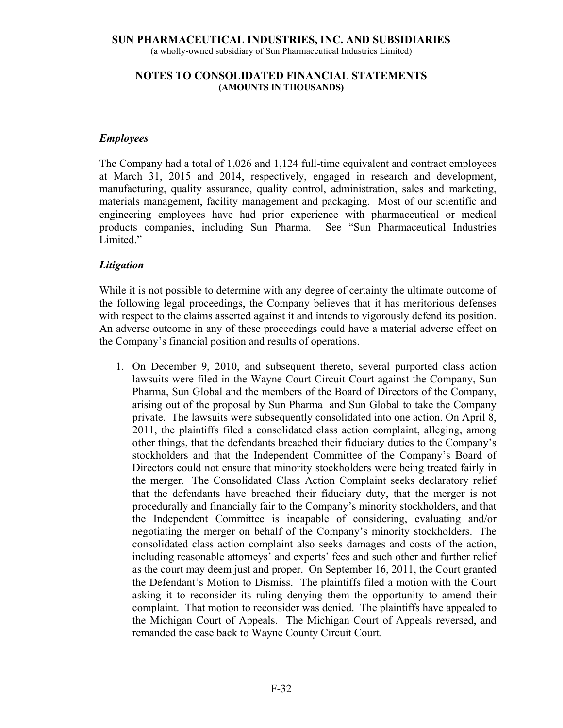### *Employees*

The Company had a total of 1,026 and 1,124 full-time equivalent and contract employees at March 31, 2015 and 2014, respectively, engaged in research and development, manufacturing, quality assurance, quality control, administration, sales and marketing, materials management, facility management and packaging. Most of our scientific and engineering employees have had prior experience with pharmaceutical or medical products companies, including Sun Pharma. See "Sun Pharmaceutical Industries Limited."

### *Litigation*

While it is not possible to determine with any degree of certainty the ultimate outcome of the following legal proceedings, the Company believes that it has meritorious defenses with respect to the claims asserted against it and intends to vigorously defend its position. An adverse outcome in any of these proceedings could have a material adverse effect on the Company's financial position and results of operations.

1. On December 9, 2010, and subsequent thereto, several purported class action lawsuits were filed in the Wayne Court Circuit Court against the Company, Sun Pharma, Sun Global and the members of the Board of Directors of the Company, arising out of the proposal by Sun Pharma and Sun Global to take the Company private. The lawsuits were subsequently consolidated into one action. On April 8, 2011, the plaintiffs filed a consolidated class action complaint, alleging, among other things, that the defendants breached their fiduciary duties to the Company's stockholders and that the Independent Committee of the Company's Board of Directors could not ensure that minority stockholders were being treated fairly in the merger. The Consolidated Class Action Complaint seeks declaratory relief that the defendants have breached their fiduciary duty, that the merger is not procedurally and financially fair to the Company's minority stockholders, and that the Independent Committee is incapable of considering, evaluating and/or negotiating the merger on behalf of the Company's minority stockholders. The consolidated class action complaint also seeks damages and costs of the action, including reasonable attorneys' and experts' fees and such other and further relief as the court may deem just and proper. On September 16, 2011, the Court granted the Defendant's Motion to Dismiss. The plaintiffs filed a motion with the Court asking it to reconsider its ruling denying them the opportunity to amend their complaint. That motion to reconsider was denied. The plaintiffs have appealed to the Michigan Court of Appeals. The Michigan Court of Appeals reversed, and remanded the case back to Wayne County Circuit Court.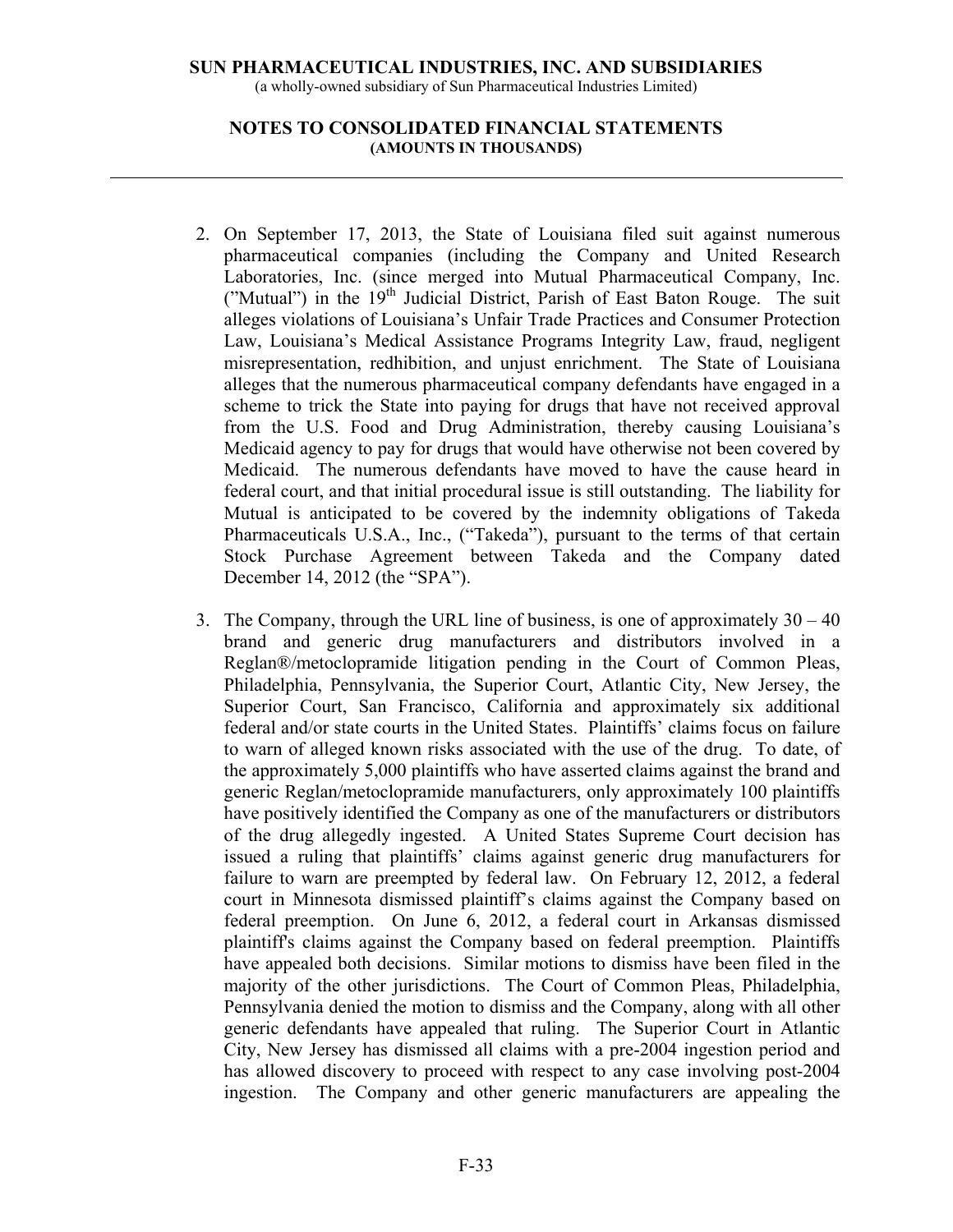2. On September 17, 2013, the State of Louisiana filed suit against numerous pharmaceutical companies (including the Company and United Research Laboratories, Inc. (since merged into Mutual Pharmaceutical Company, Inc. ("Mutual") in the 19th Judicial District, Parish of East Baton Rouge. The suit alleges violations of Louisiana's Unfair Trade Practices and Consumer Protection Law, Louisiana's Medical Assistance Programs Integrity Law, fraud, negligent misrepresentation, redhibition, and unjust enrichment. The State of Louisiana alleges that the numerous pharmaceutical company defendants have engaged in a scheme to trick the State into paying for drugs that have not received approval from the U.S. Food and Drug Administration, thereby causing Louisiana's Medicaid agency to pay for drugs that would have otherwise not been covered by Medicaid. The numerous defendants have moved to have the cause heard in federal court, and that initial procedural issue is still outstanding. The liability for Mutual is anticipated to be covered by the indemnity obligations of Takeda Pharmaceuticals U.S.A., Inc., ("Takeda"), pursuant to the terms of that certain Stock Purchase Agreement between Takeda and the Company dated December 14, 2012 (the "SPA").

3. The Company, through the URL line of business, is one of approximately 30 – 40 brand and generic drug manufacturers and distributors involved in a Reglan®/metoclopramide litigation pending in the Court of Common Pleas, Philadelphia, Pennsylvania, the Superior Court, Atlantic City, New Jersey, the Superior Court, San Francisco, California and approximately six additional federal and/or state courts in the United States. Plaintiffs' claims focus on failure to warn of alleged known risks associated with the use of the drug. To date, of the approximately 5,000 plaintiffs who have asserted claims against the brand and generic Reglan/metoclopramide manufacturers, only approximately 100 plaintiffs have positively identified the Company as one of the manufacturers or distributors of the drug allegedly ingested. A United States Supreme Court decision has issued a ruling that plaintiffs' claims against generic drug manufacturers for failure to warn are preempted by federal law. On February 12, 2012, a federal court in Minnesota dismissed plaintiff's claims against the Company based on federal preemption. On June 6, 2012, a federal court in Arkansas dismissed plaintiff's claims against the Company based on federal preemption. Plaintiffs have appealed both decisions. Similar motions to dismiss have been filed in the majority of the other jurisdictions. The Court of Common Pleas, Philadelphia, Pennsylvania denied the motion to dismiss and the Company, along with all other generic defendants have appealed that ruling. The Superior Court in Atlantic City, New Jersey has dismissed all claims with a pre-2004 ingestion period and has allowed discovery to proceed with respect to any case involving post-2004 ingestion. The Company and other generic manufacturers are appealing the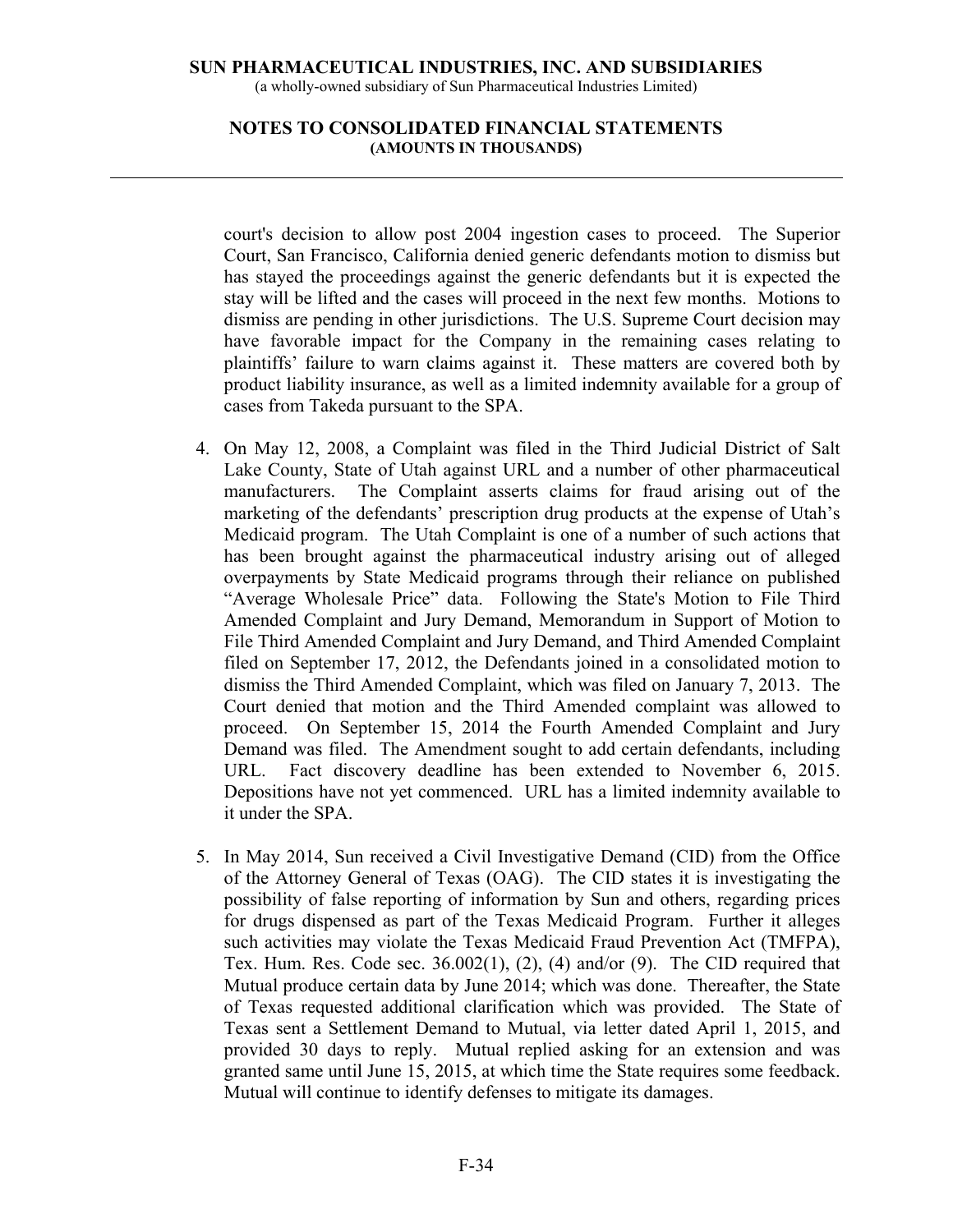court's decision to allow post 2004 ingestion cases to proceed. The Superior Court, San Francisco, California denied generic defendants motion to dismiss but has stayed the proceedings against the generic defendants but it is expected the stay will be lifted and the cases will proceed in the next few months. Motions to dismiss are pending in other jurisdictions. The U.S. Supreme Court decision may have favorable impact for the Company in the remaining cases relating to plaintiffs' failure to warn claims against it. These matters are covered both by product liability insurance, as well as a limited indemnity available for a group of cases from Takeda pursuant to the SPA.

4. On May 12, 2008, a Complaint was filed in the Third Judicial District of Salt Lake County, State of Utah against URL and a number of other pharmaceutical manufacturers. The Complaint asserts claims for fraud arising out of the marketing of the defendants' prescription drug products at the expense of Utah's Medicaid program. The Utah Complaint is one of a number of such actions that has been brought against the pharmaceutical industry arising out of alleged overpayments by State Medicaid programs through their reliance on published "Average Wholesale Price" data. Following the State's Motion to File Third Amended Complaint and Jury Demand, Memorandum in Support of Motion to File Third Amended Complaint and Jury Demand, and Third Amended Complaint filed on September 17, 2012, the Defendants joined in a consolidated motion to dismiss the Third Amended Complaint, which was filed on January 7, 2013. The Court denied that motion and the Third Amended complaint was allowed to proceed. On September 15, 2014 the Fourth Amended Complaint and Jury Demand was filed. The Amendment sought to add certain defendants, including URL. Fact discovery deadline has been extended to November 6, 2015. Depositions have not yet commenced. URL has a limited indemnity available to it under the SPA.

5. In May 2014, Sun received a Civil Investigative Demand (CID) from the Office of the Attorney General of Texas (OAG). The CID states it is investigating the possibility of false reporting of information by Sun and others, regarding prices for drugs dispensed as part of the Texas Medicaid Program. Further it alleges such activities may violate the Texas Medicaid Fraud Prevention Act (TMFPA), Tex. Hum. Res. Code sec. 36.002(1), (2), (4) and/or (9). The CID required that Mutual produce certain data by June 2014; which was done. Thereafter, the State of Texas requested additional clarification which was provided. The State of Texas sent a Settlement Demand to Mutual, via letter dated April 1, 2015, and provided 30 days to reply. Mutual replied asking for an extension and was granted same until June 15, 2015, at which time the State requires some feedback. Mutual will continue to identify defenses to mitigate its damages.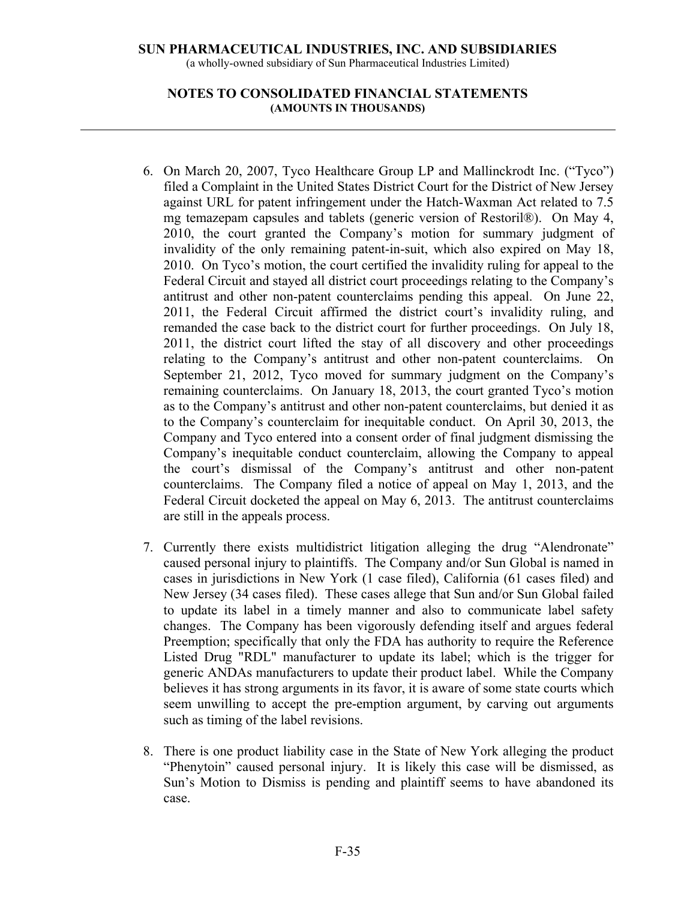6. On March 20, 2007, Tyco Healthcare Group LP and Mallinckrodt Inc. ("Tyco") filed a Complaint in the United States District Court for the District of New Jersey against URL for patent infringement under the Hatch-Waxman Act related to 7.5 mg temazepam capsules and tablets (generic version of Restoril®). On May 4, 2010, the court granted the Company's motion for summary judgment of invalidity of the only remaining patent-in-suit, which also expired on May 18, 2010. On Tyco's motion, the court certified the invalidity ruling for appeal to the Federal Circuit and stayed all district court proceedings relating to the Company's antitrust and other non-patent counterclaims pending this appeal. On June 22, 2011, the Federal Circuit affirmed the district court's invalidity ruling, and remanded the case back to the district court for further proceedings. On July 18, 2011, the district court lifted the stay of all discovery and other proceedings relating to the Company's antitrust and other non-patent counterclaims. On September 21, 2012, Tyco moved for summary judgment on the Company's remaining counterclaims. On January 18, 2013, the court granted Tyco's motion as to the Company's antitrust and other non-patent counterclaims, but denied it as to the Company's counterclaim for inequitable conduct. On April 30, 2013, the Company and Tyco entered into a consent order of final judgment dismissing the Company's inequitable conduct counterclaim, allowing the Company to appeal the court's dismissal of the Company's antitrust and other non-patent counterclaims. The Company filed a notice of appeal on May 1, 2013, and the Federal Circuit docketed the appeal on May 6, 2013. The antitrust counterclaims are still in the appeals process.

7. Currently there exists multidistrict litigation alleging the drug "Alendronate" caused personal injury to plaintiffs. The Company and/or Sun Global is named in cases in jurisdictions in New York (1 case filed), California (61 cases filed) and New Jersey (34 cases filed). These cases allege that Sun and/or Sun Global failed to update its label in a timely manner and also to communicate label safety changes. The Company has been vigorously defending itself and argues federal Preemption; specifically that only the FDA has authority to require the Reference Listed Drug "RDL" manufacturer to update its label; which is the trigger for generic ANDAs manufacturers to update their product label. While the Company believes it has strong arguments in its favor, it is aware of some state courts which seem unwilling to accept the pre-emption argument, by carving out arguments such as timing of the label revisions.

8. There is one product liability case in the State of New York alleging the product "Phenytoin" caused personal injury. It is likely this case will be dismissed, as Sun's Motion to Dismiss is pending and plaintiff seems to have abandoned its case.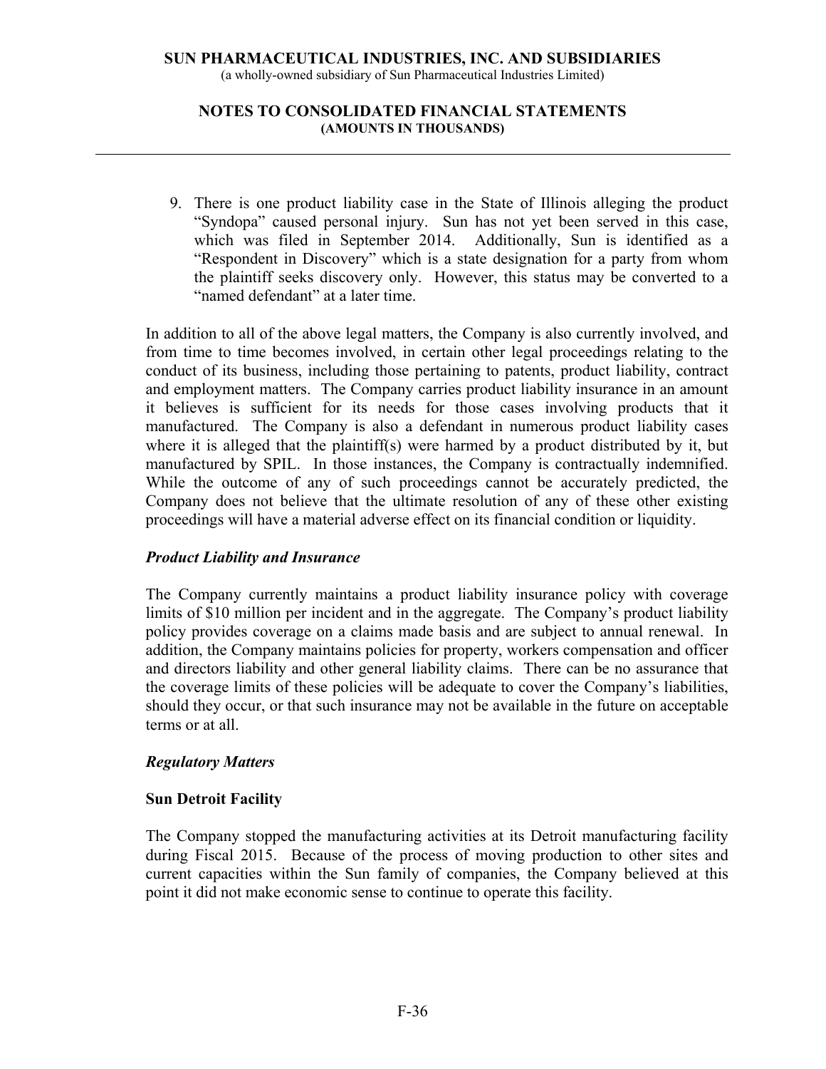9. There is one product liability case in the State of Illinois alleging the product "Syndopa" caused personal injury. Sun has not yet been served in this case, which was filed in September 2014. Additionally, Sun is identified as a "Respondent in Discovery" which is a state designation for a party from whom the plaintiff seeks discovery only. However, this status may be converted to a "named defendant" at a later time.

In addition to all of the above legal matters, the Company is also currently involved, and from time to time becomes involved, in certain other legal proceedings relating to the conduct of its business, including those pertaining to patents, product liability, contract and employment matters. The Company carries product liability insurance in an amount it believes is sufficient for its needs for those cases involving products that it manufactured. The Company is also a defendant in numerous product liability cases where it is alleged that the plaintiff(s) were harmed by a product distributed by it, but manufactured by SPIL. In those instances, the Company is contractually indemnified. While the outcome of any of such proceedings cannot be accurately predicted, the Company does not believe that the ultimate resolution of any of these other existing proceedings will have a material adverse effect on its financial condition or liquidity.

### *Product Liability and Insurance*

The Company currently maintains a product liability insurance policy with coverage limits of $10 million per incident and in the aggregate. The Company's product liability policy provides coverage on a claims made basis and are subject to annual renewal. In addition, the Company maintains policies for property, workers compensation and officer and directors liability and other general liability claims. There can be no assurance that the coverage limits of these policies will be adequate to cover the Company's liabilities, should they occur, or that such insurance may not be available in the future on acceptable terms or at all.

### *Regulatory Matters*

#### **Sun Detroit Facility**

The Company stopped the manufacturing activities at its Detroit manufacturing facility during Fiscal 2015. Because of the process of moving production to other sites and current capacities within the Sun family of companies, the Company believed at this point it did not make economic sense to continue to operate this facility.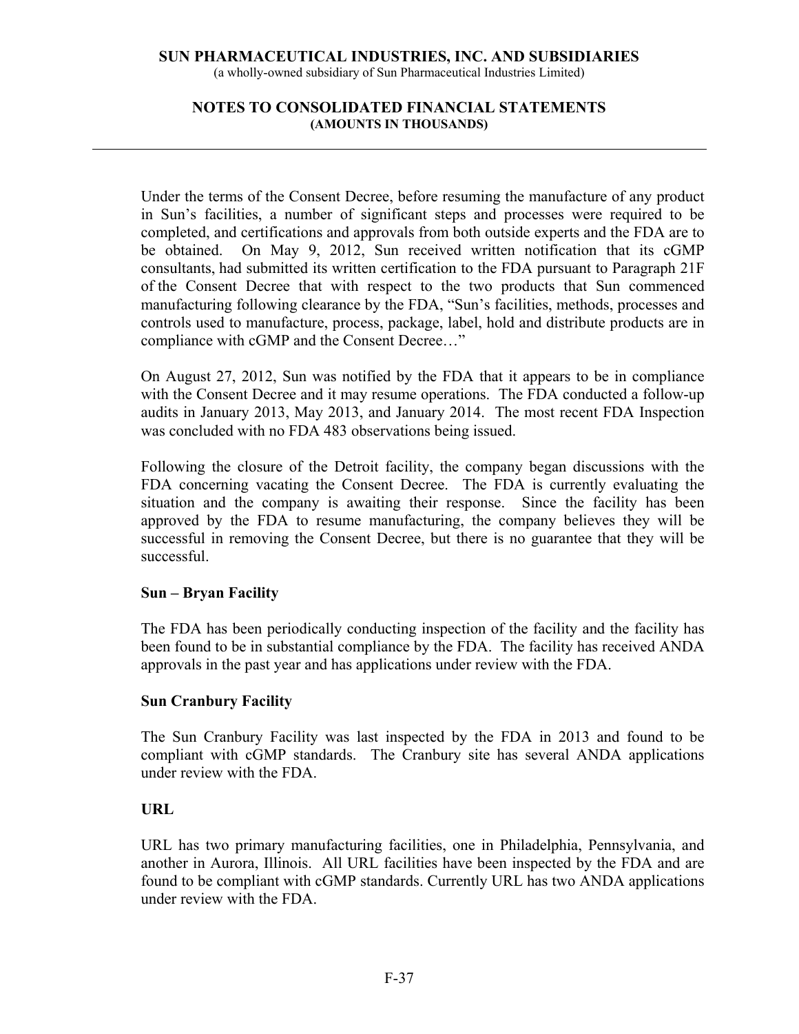Under the terms of the Consent Decree, before resuming the manufacture of any product in Sun's facilities, a number of significant steps and processes were required to be completed, and certifications and approvals from both outside experts and the FDA are to be obtained. On May 9, 2012, Sun received written notification that its cGMP consultants, had submitted its written certification to the FDA pursuant to Paragraph 21F of the Consent Decree that with respect to the two products that Sun commenced manufacturing following clearance by the FDA, "Sun's facilities, methods, processes and controls used to manufacture, process, package, label, hold and distribute products are in compliance with cGMP and the Consent Decree…"

On August 27, 2012, Sun was notified by the FDA that it appears to be in compliance with the Consent Decree and it may resume operations. The FDA conducted a follow-up audits in January 2013, May 2013, and January 2014. The most recent FDA Inspection was concluded with no FDA 483 observations being issued.

Following the closure of the Detroit facility, the company began discussions with the FDA concerning vacating the Consent Decree. The FDA is currently evaluating the situation and the company is awaiting their response. Since the facility has been approved by the FDA to resume manufacturing, the company believes they will be successful in removing the Consent Decree, but there is no guarantee that they will be successful.

**Sun – Bryan Facility**

The FDA has been periodically conducting inspection of the facility and the facility has been found to be in substantial compliance by the FDA. The facility has received ANDA approvals in the past year and has applications under review with the FDA.

**Sun Cranbury Facility**

The Sun Cranbury Facility was last inspected by the FDA in 2013 and found to be compliant with cGMP standards. The Cranbury site has several ANDA applications under review with the FDA.

**URL**

URL has two primary manufacturing facilities, one in Philadelphia, Pennsylvania, and another in Aurora, Illinois. All URL facilities have been inspected by the FDA and are found to be compliant with cGMP standards. Currently URL has two ANDA applications under review with the FDA.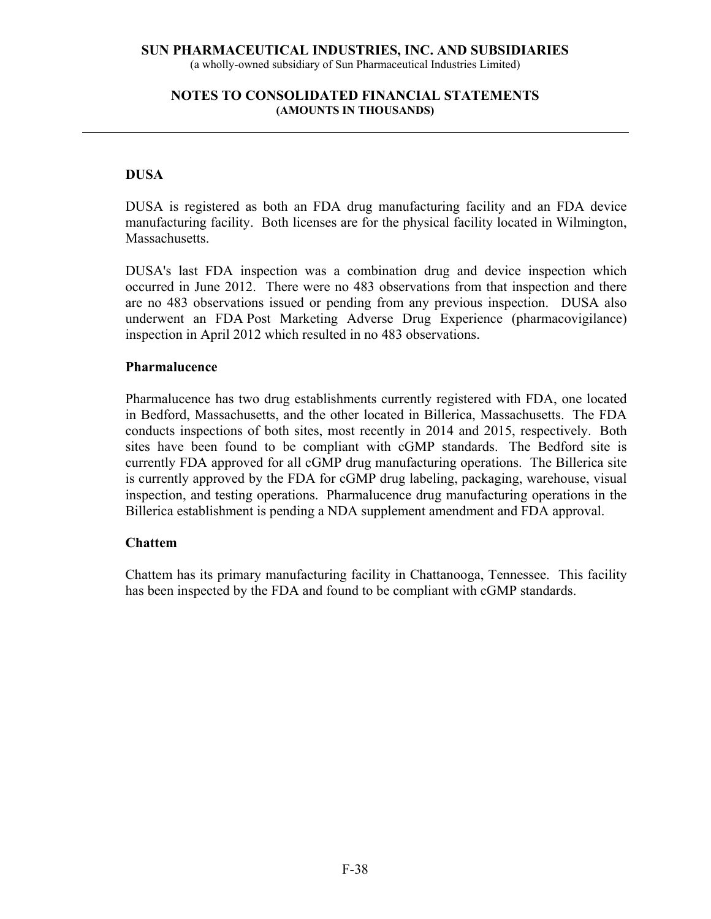### DUSA

DUSA is registered as both an FDA drug manufacturing facility and an FDA device manufacturing facility. Both licenses are for the physical facility located in Wilmington, Massachusetts.

DUSA's last FDA inspection was a combination drug and device inspection which occurred in June 2012. There were no 483 observations from that inspection and there are no 483 observations issued or pending from any previous inspection. DUSA also underwent an FDA Post Marketing Adverse Drug Experience (pharmacovigilance) inspection in April 2012 which resulted in no 483 observations.

### Pharmalucence

Pharmalucence has two drug establishments currently registered with FDA, one located in Bedford, Massachusetts, and the other located in Billerica, Massachusetts. The FDA conducts inspections of both sites, most recently in 2014 and 2015, respectively. Both sites have been found to be compliant with cGMP standards. The Bedford site is currently FDA approved for all cGMP drug manufacturing operations. The Billerica site is currently approved by the FDA for cGMP drug labeling, packaging, warehouse, visual inspection, and testing operations. Pharmalucence drug manufacturing operations in the Billerica establishment is pending a NDA supplement amendment and FDA approval.

### Chattem

Chattem has its primary manufacturing facility in Chattanooga, Tennessee. This facility has been inspected by the FDA and found to be compliant with cGMP standards.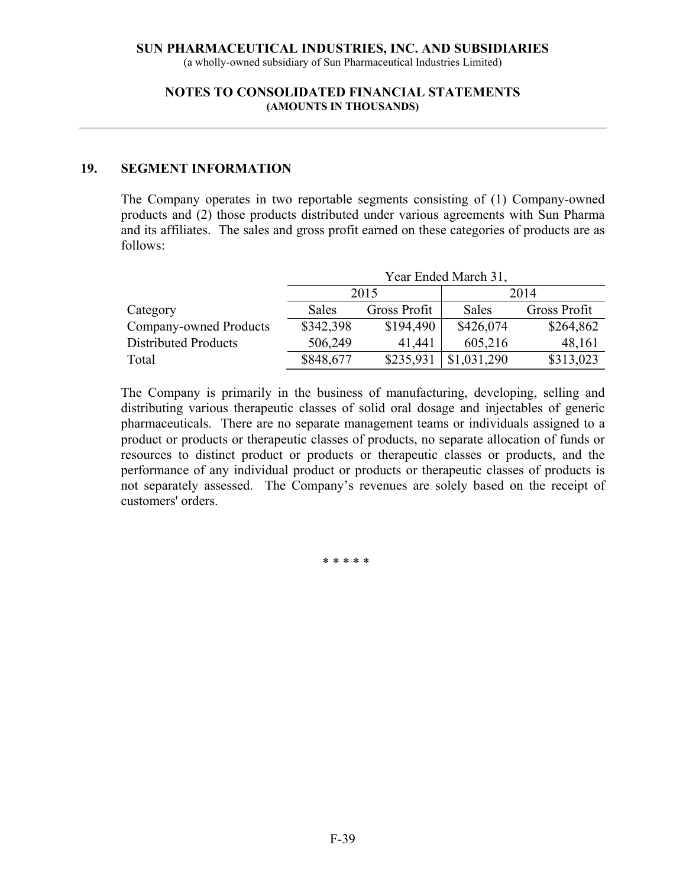**SUN PHARMACEUTICAL INDUSTRIES, INC. AND SUBSIDIARIES**
(a wholly-owned subsidiary of Sun Pharmaceutical Industries Limited)

**NOTES TO CONSOLIDATED FINANCIAL STATEMENTS**
**(AMOUNTS IN THOUSANDS)**

## 19. SEGMENT INFORMATION

The Company operates in two reportable segments consisting of (1) Company-owned products and (2) those products distributed under various agreements with Sun Pharma and its affiliates. The sales and gross profit earned on these categories of products are as follows:

| | Year Ended March 31, | | | |
|---|---|---|---|---|
| | 2015 | | 2014 | |
| Category | Sales | Gross Profit | Sales | Gross Profit |
| Company-owned Products | $342,398 | $194,490 | $426,074 | $264,862 |
| Distributed Products | 506,249 | 41,441 | 605,216 | 48,161 |
| Total | $848,677 | $235,931 | $1,031,290 | $313,023 |

The Company is primarily in the business of manufacturing, developing, selling and distributing various therapeutic classes of solid oral dosage and injectables of generic pharmaceuticals. There are no separate management teams or individuals assigned to a product or products or therapeutic classes of products, no separate allocation of funds or resources to distinct product or products or therapeutic classes or products, and the performance of any individual product or products or therapeutic classes of products is not separately assessed. The Company's revenues are solely based on the receipt of customers' orders.

* * * * *